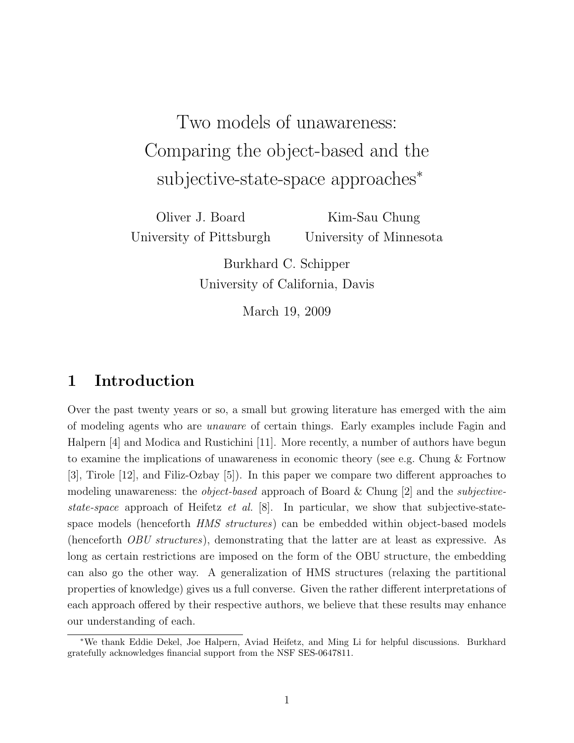# Two models of unawareness: Comparing the object-based and the subjective-state-space approaches*

Oliver J. Board
University of Pittsburgh

Kim-Sau Chung
University of Minnesota

Burkhard C. Schipper
University of California, Davis

March 19, 2009

## 1 Introduction

Over the past twenty years or so, a small but growing literature has emerged with the aim of modeling agents who are *unaware* of certain things. Early examples include Fagin and Halpern [4] and Modica and Rustichini [11]. More recently, a number of authors have begun to examine the implications of unawareness in economic theory (see e.g. Chung & Fortnow [3], Tirole [12], and Filiz-Ozbay [5]). In this paper we compare two different approaches to modeling unawareness: the *object-based* approach of Board & Chung [2] and the *subjective-state-space* approach of Heifetz *et al.* [8]. In particular, we show that subjective-state-space models (henceforth *HMS structures*) can be embedded within object-based models (henceforth *OBU structures*), demonstrating that the latter are at least as expressive. As long as certain restrictions are imposed on the form of the OBU structure, the embedding can also go the other way. A generalization of HMS structures (relaxing the partitional properties of knowledge) gives us a full converse. Given the rather different interpretations of each approach offered by their respective authors, we believe that these results may enhance our understanding of each.

*We thank Eddie Dekel, Joe Halpern, Aviad Heifetz, and Ming Li for helpful discussions. Burkhard gratefully acknowledges financial support from the NSF SES-0647811.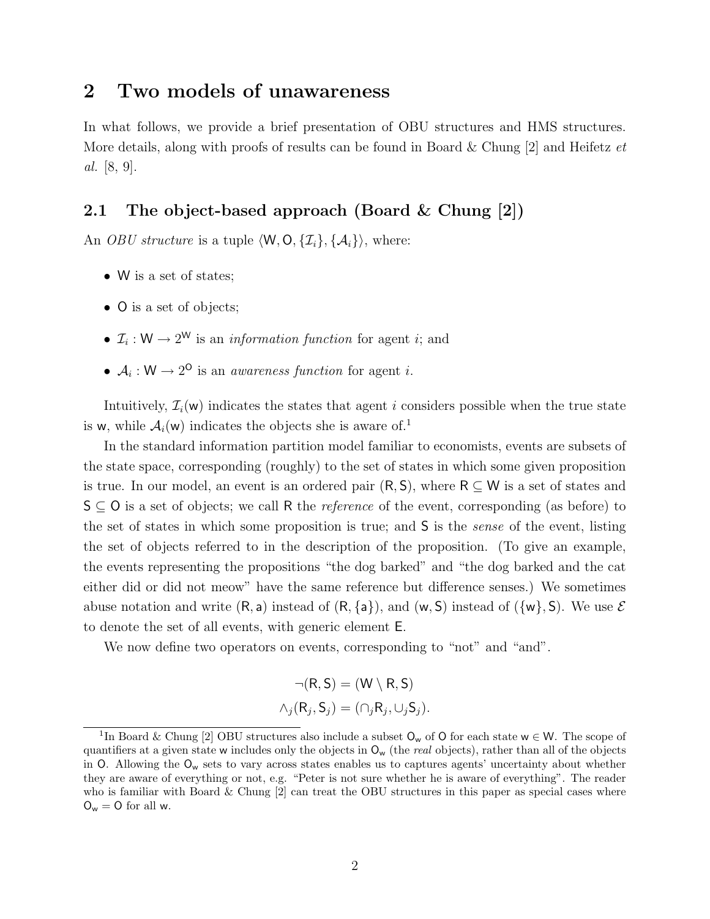## 2 Two models of unawareness

In what follows, we provide a brief presentation of OBU structures and HMS structures. More details, along with proofs of results can be found in Board & Chung [2] and Heifetz *et al.* [8, 9].

### 2.1 The object-based approach (Board & Chung [2])

An *OBU structure* is a tuple $\langle \mathsf{W}, \mathsf{O}, \{\mathcal{I}_i\}, \{\mathcal{A}_i\}\rangle$, where:

- $\mathsf{W}$ is a set of states;
- $\mathsf{O}$ is a set of objects;
- $\mathcal{I}_i : \mathsf{W} \to 2^{\mathsf{W}}$ is an *information function* for agent $i$; and
- $\mathcal{A}_i : \mathsf{W} \to 2^{\mathsf{O}}$ is an *awareness function* for agent $i$.

Intuitively, $\mathcal{I}_i(\mathsf{w})$ indicates the states that agent $i$ considers possible when the true state is $\mathsf{w}$, while $\mathcal{A}_i(\mathsf{w})$ indicates the objects she is aware of.[1]

In the standard information partition model familiar to economists, events are subsets of the state space, corresponding (roughly) to the set of states in which some given proposition is true. In our model, an event is an ordered pair $(\mathsf{R}, \mathsf{S})$, where $\mathsf{R} \subseteq \mathsf{W}$ is a set of states and $\mathsf{S} \subseteq \mathsf{O}$ is a set of objects; we call $\mathsf{R}$ the *reference* of the event, corresponding (as before) to the set of states in which some proposition is true; and $\mathsf{S}$ is the *sense* of the event, listing the set of objects referred to in the description of the proposition. (To give an example, the events representing the propositions "the dog barked" and "the dog barked and the cat either did or did not meow" have the same reference but difference senses.) We sometimes abuse notation and write $(\mathsf{R}, \mathsf{a})$ instead of $(\mathsf{R}, \{\mathsf{a}\})$, and $(\mathsf{w}, \mathsf{S})$ instead of $(\{\mathsf{w}\}, \mathsf{S})$. We use $\mathcal{E}$ to denote the set of all events, with generic element $\mathsf{E}$.

We now define two operators on events, corresponding to "not" and "and".

$$\neg(\mathsf{R}, \mathsf{S}) = (\mathsf{W} \setminus \mathsf{R}, \mathsf{S})$$
$$\wedge_j(\mathsf{R}_j, \mathsf{S}_j) = (\cap_j \mathsf{R}_j, \cup_j \mathsf{S}_j).$$

[1] In Board & Chung [2] OBU structures also include a subset $\mathsf{O}_{\mathsf{w}}$ of $\mathsf{O}$ for each state $\mathsf{w} \in \mathsf{W}$. The scope of quantifiers at a given state $\mathsf{w}$ includes only the objects in $\mathsf{O}_{\mathsf{w}}$ (the *real* objects), rather than all of the objects in $\mathsf{O}$. Allowing the $\mathsf{O}_{\mathsf{w}}$ sets to vary across states enables us to captures agents' uncertainty about whether they are aware of everything or not, e.g. "Peter is not sure whether he is aware of everything". The reader who is familiar with Board & Chung [2] can treat the OBU structures in this paper as special cases where $\mathsf{O}_{\mathsf{w}} = \mathsf{O}$ for all $\mathsf{w}$.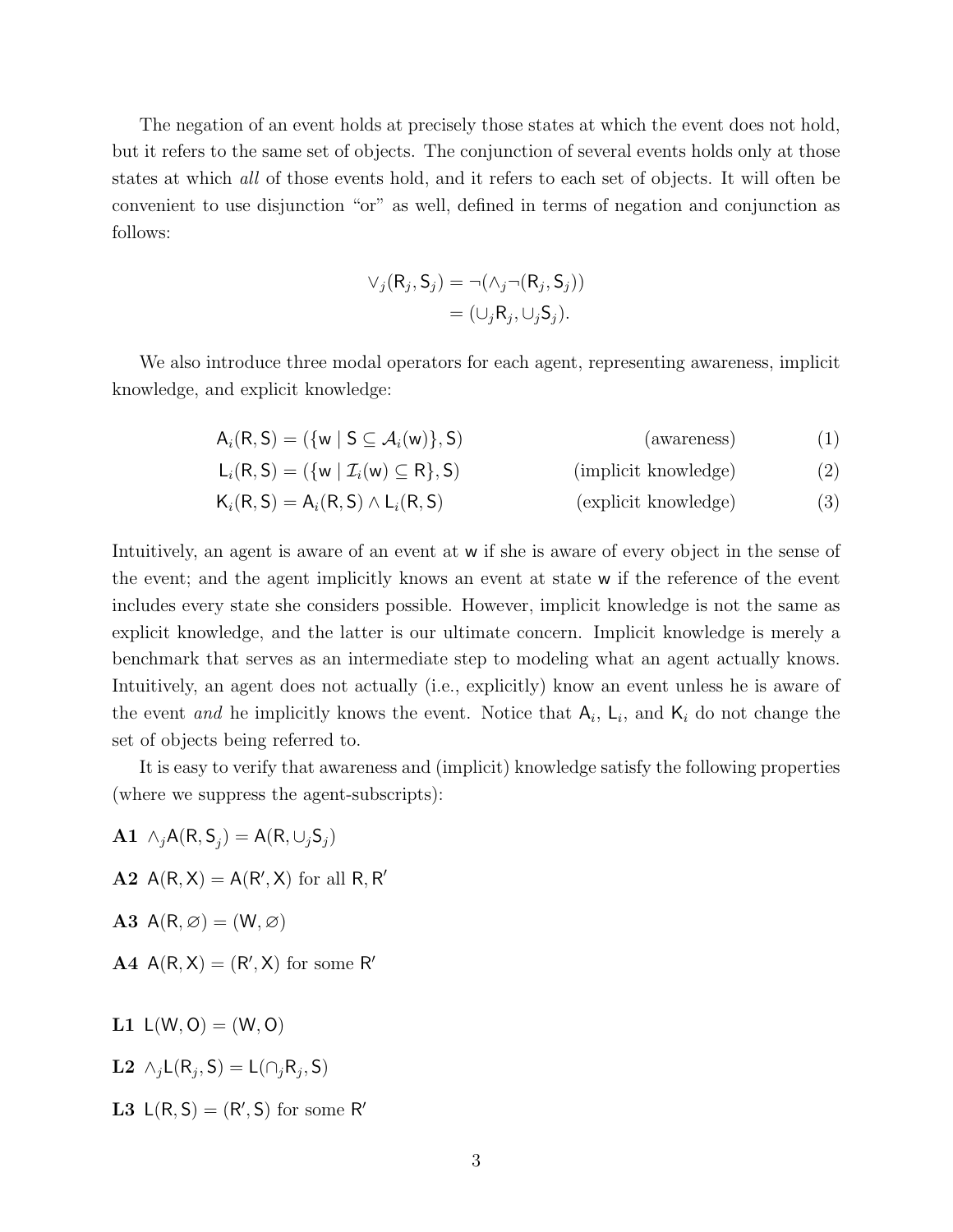The negation of an event holds at precisely those states at which the event does not hold, but it refers to the same set of objects. The conjunction of several events holds only at those states at which *all* of those events hold, and it refers to each set of objects. It will often be convenient to use disjunction "or" as well, defined in terms of negation and conjunction as follows:

$$\begin{aligned} \vee_j(\mathsf{R}_j, \mathsf{S}_j) &= \neg(\wedge_j \neg(\mathsf{R}_j, \mathsf{S}_j)) \\ &= (\cup_j \mathsf{R}_j, \cup_j \mathsf{S}_j). \end{aligned}$$

We also introduce three modal operators for each agent, representing awareness, implicit knowledge, and explicit knowledge:

$$\mathsf{A}_i(\mathsf{R},\mathsf{S}) = (\{\mathsf{w} \mid \mathsf{S} \subseteq \mathcal{A}_i(\mathsf{w})\}, \mathsf{S}) \qquad \text{(awareness)} \qquad (1)$$

$$\mathsf{L}_i(\mathsf{R},\mathsf{S}) = (\{\mathsf{w} \mid \mathcal{I}_i(\mathsf{w}) \subseteq \mathsf{R}\}, \mathsf{S}) \qquad \text{(implicit knowledge)} \qquad (2)$$

$$\mathsf{K}_i(\mathsf{R},\mathsf{S}) = \mathsf{A}_i(\mathsf{R},\mathsf{S}) \wedge \mathsf{L}_i(\mathsf{R},\mathsf{S}) \qquad \text{(explicit knowledge)} \qquad (3)$$

Intuitively, an agent is aware of an event at $\mathsf{w}$ if she is aware of every object in the sense of the event; and the agent implicitly knows an event at state $\mathsf{w}$ if the reference of the event includes every state she considers possible. However, implicit knowledge is not the same as explicit knowledge, and the latter is our ultimate concern. Implicit knowledge is merely a benchmark that serves as an intermediate step to modeling what an agent actually knows. Intuitively, an agent does not actually (i.e., explicitly) know an event unless he is aware of the event *and* he implicitly knows the event. Notice that $\mathsf{A}_i$, $\mathsf{L}_i$, and $\mathsf{K}_i$ do not change the set of objects being referred to.

It is easy to verify that awareness and (implicit) knowledge satisfy the following properties (where we suppress the agent-subscripts):

**A1** $\wedge_j \mathsf{A}(\mathsf{R},\mathsf{S}_j) = \mathsf{A}(\mathsf{R}, \cup_j \mathsf{S}_j)$

**A2** $\mathsf{A}(\mathsf{R},\mathsf{X}) = \mathsf{A}(\mathsf{R}',\mathsf{X})$ for all $\mathsf{R},\mathsf{R}'$

**A3** $\mathsf{A}(\mathsf{R},\varnothing) = (\mathsf{W},\varnothing)$

**A4** $\mathsf{A}(\mathsf{R},\mathsf{X}) = (\mathsf{R}',\mathsf{X})$ for some $\mathsf{R}'$

**L1** $\mathsf{L}(\mathsf{W},\mathsf{O}) = (\mathsf{W},\mathsf{O})$

**L2** $\wedge_j \mathsf{L}(\mathsf{R}_j,\mathsf{S}) = \mathsf{L}(\cap_j \mathsf{R}_j,\mathsf{S})$

**L3** $\mathsf{L}(\mathsf{R},\mathsf{S}) = (\mathsf{R}',\mathsf{S})$ for some $\mathsf{R}'$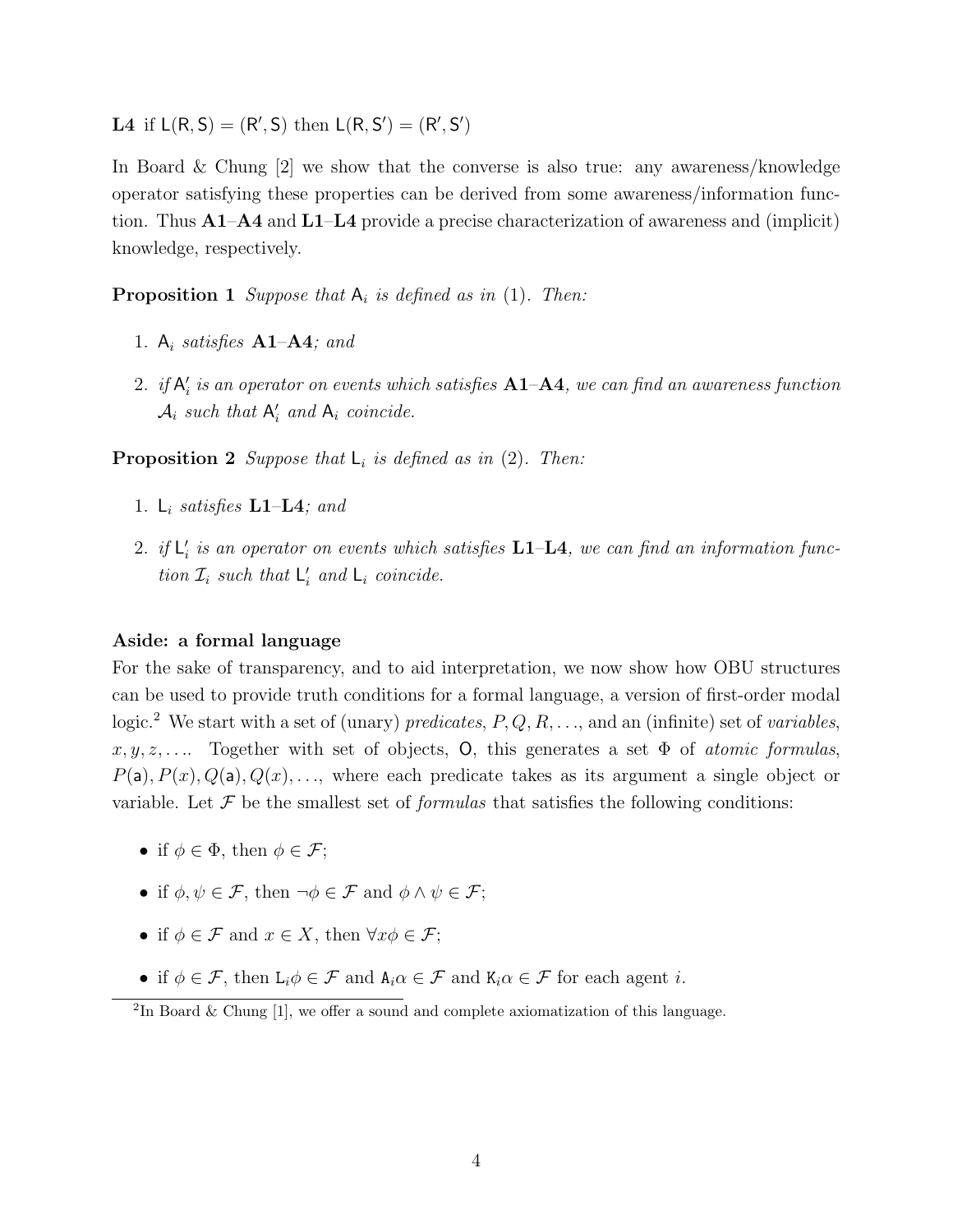**L4** if $\mathsf{L}(\mathsf{R},\mathsf{S}) = (\mathsf{R}',\mathsf{S})$ then $\mathsf{L}(\mathsf{R},\mathsf{S}') = (\mathsf{R}',\mathsf{S}')$

In Board & Chung [2] we show that the converse is also true: any awareness/knowledge operator satisfying these properties can be derived from some awareness/information function. Thus **A1**–**A4** and **L1**–**L4** provide a precise characterization of awareness and (implicit) knowledge, respectively.

**Proposition 1** *Suppose that $\mathsf{A}_i$ is defined as in* (1)*. Then:*

1. *$\mathsf{A}_i$ satisfies* **A1**–**A4***; and*
2. *if $\mathsf{A}_i'$ is an operator on events which satisfies* **A1**–**A4***, we can find an awareness function $\mathcal{A}_i$ such that $\mathsf{A}_i'$ and $\mathsf{A}_i$ coincide.*

**Proposition 2** *Suppose that $\mathsf{L}_i$ is defined as in* (2)*. Then:*

1. *$\mathsf{L}_i$ satisfies* **L1**–**L4***; and*
2. *if $\mathsf{L}_i'$ is an operator on events which satisfies* **L1**–**L4***, we can find an information function $\mathcal{I}_i$ such that $\mathsf{L}_i'$ and $\mathsf{L}_i$ coincide.*

**Aside: a formal language**

For the sake of transparency, and to aid interpretation, we now show how OBU structures can be used to provide truth conditions for a formal language, a version of first-order modal logic.[2] We start with a set of (unary) *predicates*, $P, Q, R, \ldots$, and an (infinite) set of *variables*, $x, y, z, \ldots$. Together with set of objects, $\mathsf{O}$, this generates a set $\Phi$ of *atomic formulas*, $P(\mathsf{a}), P(x), Q(\mathsf{a}), Q(x), \ldots$, where each predicate takes as its argument a single object or variable. Let $\mathcal{F}$ be the smallest set of *formulas* that satisfies the following conditions:

- if $\phi \in \Phi$, then $\phi \in \mathcal{F}$;
- if $\phi, \psi \in \mathcal{F}$, then $\neg\phi \in \mathcal{F}$ and $\phi \wedge \psi \in \mathcal{F}$;
- if $\phi \in \mathcal{F}$ and $x \in X$, then $\forall x \phi \in \mathcal{F}$;
- if $\phi \in \mathcal{F}$, then $\mathtt{L}_i\phi \in \mathcal{F}$ and $\mathtt{A}_i\alpha \in \mathcal{F}$ and $\mathtt{K}_i\alpha \in \mathcal{F}$ for each agent $i$.

[2] In Board & Chung [1], we offer a sound and complete axiomatization of this language.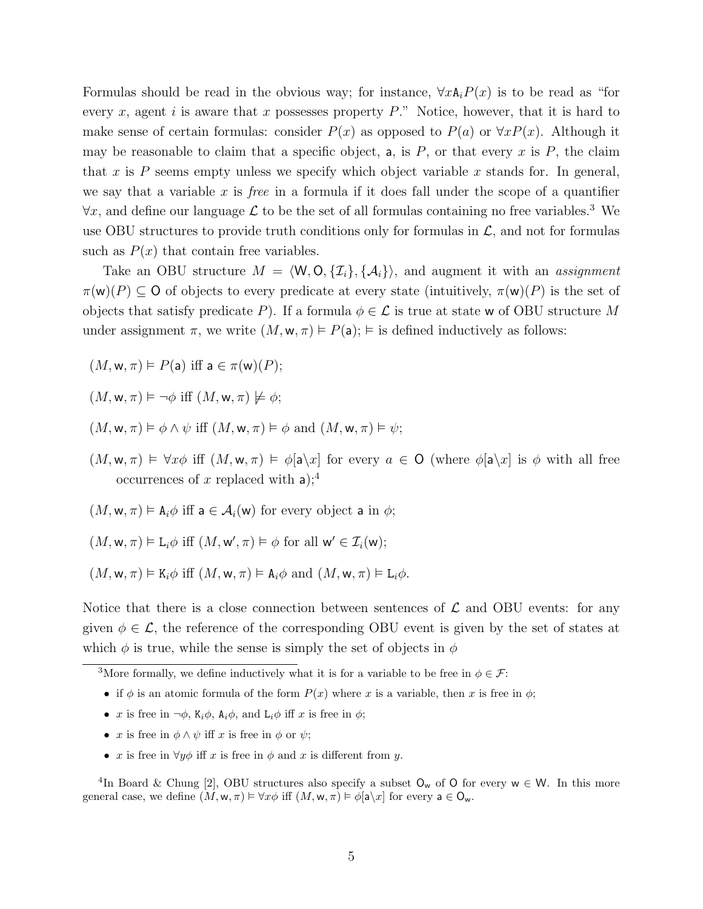Formulas should be read in the obvious way; for instance, $\forall x \mathtt{A}_i P(x)$ is to be read as "for every $x$, agent $i$ is aware that $x$ possesses property $P$." Notice, however, that it is hard to make sense of certain formulas: consider $P(x)$ as opposed to $P(a)$ or $\forall x P(x)$. Although it may be reasonable to claim that a specific object, $\mathsf{a}$, is $P$, or that every $x$ is $P$, the claim that $x$ is $P$ seems empty unless we specify which object variable $x$ stands for. In general, we say that a variable $x$ is *free* in a formula if it does fall under the scope of a quantifier $\forall x$, and define our language $\mathcal{L}$ to be the set of all formulas containing no free variables.[3] We use OBU structures to provide truth conditions only for formulas in $\mathcal{L}$, and not for formulas such as $P(x)$ that contain free variables.

Take an OBU structure $M = \langle \mathsf{W}, \mathsf{O}, \{\mathcal{I}_i\}, \{\mathcal{A}_i\}\rangle$, and augment it with an *assignment* $\pi(\mathsf{w})(P) \subseteq \mathsf{O}$ of objects to every predicate at every state (intuitively, $\pi(\mathsf{w})(P)$ is the set of objects that satisfy predicate $P$). If a formula $\phi \in \mathcal{L}$ is true at state $\mathsf{w}$ of OBU structure $M$ under assignment $\pi$, we write $(M, \mathsf{w}, \pi) \vDash P(\mathsf{a})$; $\vDash$ is defined inductively as follows:

- $(M, \mathsf{w}, \pi) \vDash P(\mathsf{a})$ iff $\mathsf{a} \in \pi(\mathsf{w})(P)$;
- $(M, \mathsf{w}, \pi) \vDash \neg\phi$ iff $(M, \mathsf{w}, \pi) \not\vDash \phi$;
- $(M, \mathsf{w}, \pi) \vDash \phi \wedge \psi$ iff $(M, \mathsf{w}, \pi) \vDash \phi$ and $(M, \mathsf{w}, \pi) \vDash \psi$;
- $(M, \mathsf{w}, \pi) \vDash \forall x\phi$ iff $(M, \mathsf{w}, \pi) \vDash \phi[\mathsf{a}\backslash x]$ for every $a \in \mathsf{O}$ (where $\phi[\mathsf{a}\backslash x]$ is $\phi$ with all free occurrences of $x$ replaced with $\mathsf{a}$);[4]
- $(M, \mathsf{w}, \pi) \vDash \mathtt{A}_i\phi$ iff $\mathsf{a} \in \mathcal{A}_i(\mathsf{w})$ for every object $\mathsf{a}$ in $\phi$;
- $(M, \mathsf{w}, \pi) \vDash \mathtt{L}_i\phi$ iff $(M, \mathsf{w}', \pi) \vDash \phi$ for all $\mathsf{w}' \in \mathcal{I}_i(\mathsf{w})$;
- $(M, \mathsf{w}, \pi) \vDash \mathtt{K}_i\phi$ iff $(M, \mathsf{w}, \pi) \vDash \mathtt{A}_i\phi$ and $(M, \mathsf{w}, \pi) \vDash \mathtt{L}_i\phi$.

Notice that there is a close connection between sentences of $\mathcal{L}$ and OBU events: for any given $\phi \in \mathcal{L}$, the reference of the corresponding OBU event is given by the set of states at which $\phi$ is true, while the sense is simply the set of objects in $\phi$

---

[3] More formally, we define inductively what it is for a variable to be free in $\phi \in \mathcal{F}$:

- if $\phi$ is an atomic formula of the form $P(x)$ where $x$ is a variable, then $x$ is free in $\phi$;
- $x$ is free in $\neg\phi$, $\mathtt{K}_i\phi$, $\mathtt{A}_i\phi$, and $\mathtt{L}_i\phi$ iff $x$ is free in $\phi$;
- $x$ is free in $\phi \wedge \psi$ iff $x$ is free in $\phi$ or $\psi$;
- $x$ is free in $\forall y\phi$ iff $x$ is free in $\phi$ and $x$ is different from $y$.

[4] In Board & Chung [2], OBU structures also specify a subset $\mathsf{O}_\mathsf{w}$ of $\mathsf{O}$ for every $\mathsf{w} \in \mathsf{W}$. In this more general case, we define $(M, \mathsf{w}, \pi) \vDash \forall x\phi$ iff $(M, \mathsf{w}, \pi) \vDash \phi[\mathsf{a}\backslash x]$ for every $\mathsf{a} \in \mathsf{O}_\mathsf{w}$.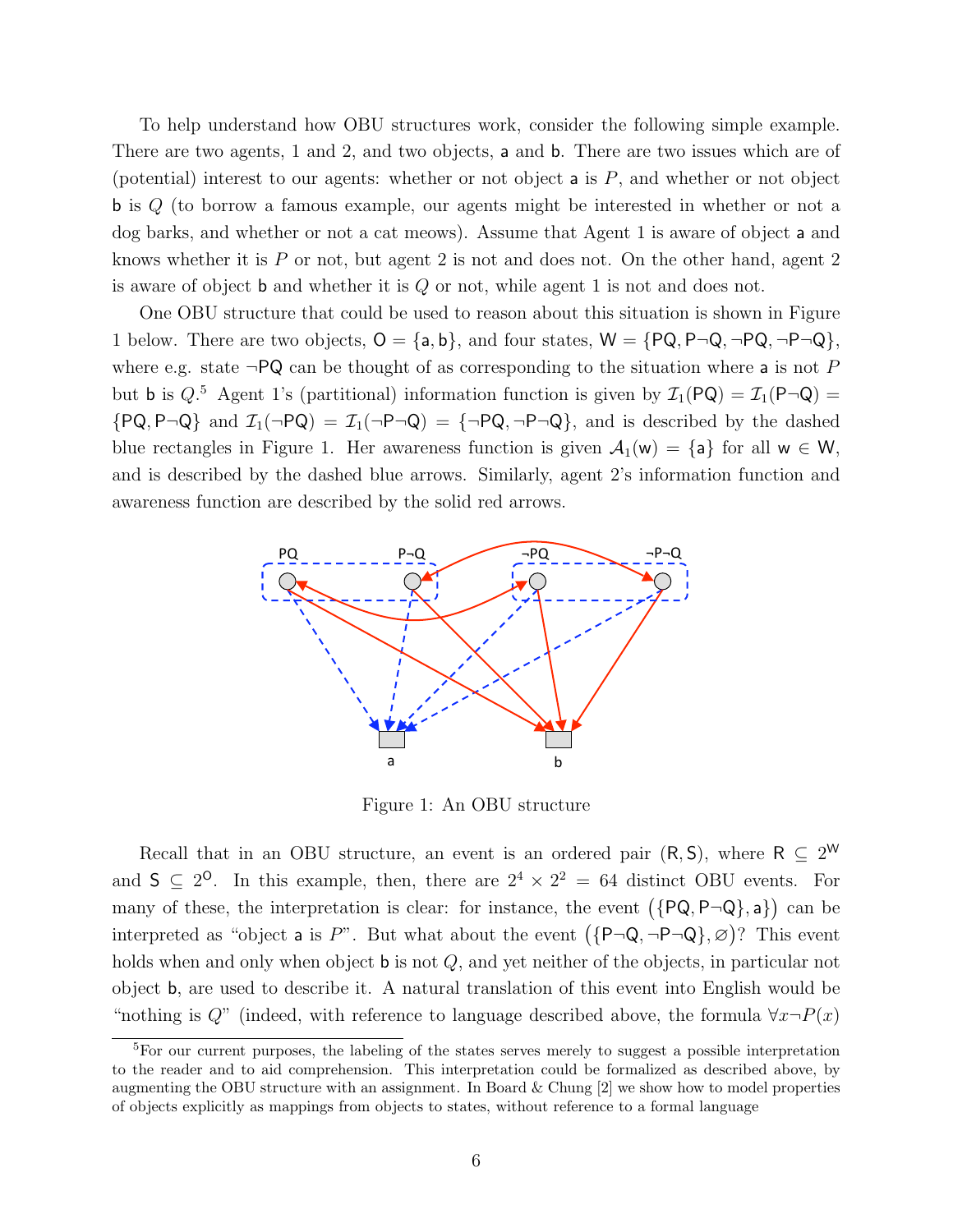To help understand how OBU structures work, consider the following simple example. There are two agents, 1 and 2, and two objects, a and b. There are two issues which are of (potential) interest to our agents: whether or not object a is $P$, and whether or not object b is $Q$ (to borrow a famous example, our agents might be interested in whether or not a dog barks, and whether or not a cat meows). Assume that Agent 1 is aware of object a and knows whether it is $P$ or not, but agent 2 is not and does not. On the other hand, agent 2 is aware of object b and whether it is $Q$ or not, while agent 1 is not and does not.

One OBU structure that could be used to reason about this situation is shown in Figure 1 below. There are two objects, $\mathsf{O} = \{\mathsf{a}, \mathsf{b}\}$, and four states, $\mathsf{W} = \{\mathsf{PQ}, \mathsf{P}\neg\mathsf{Q}, \neg\mathsf{PQ}, \neg\mathsf{P}\neg\mathsf{Q}\}$, where e.g. state $\neg\mathsf{PQ}$ can be thought of as corresponding to the situation where a is not $P$ but b is $Q$.[5] Agent 1's (partitional) information function is given by $\mathcal{I}_1(\mathsf{PQ}) = \mathcal{I}_1(\mathsf{P}\neg\mathsf{Q}) = \{\mathsf{PQ}, \mathsf{P}\neg\mathsf{Q}\}$ and $\mathcal{I}_1(\neg\mathsf{PQ}) = \mathcal{I}_1(\neg\mathsf{P}\neg\mathsf{Q}) = \{\neg\mathsf{PQ}, \neg\mathsf{P}\neg\mathsf{Q}\}$, and is described by the dashed blue rectangles in Figure 1. Her awareness function is given $\mathcal{A}_1(\mathsf{w}) = \{\mathsf{a}\}$ for all $\mathsf{w} \in \mathsf{W}$, and is described by the dashed blue arrows. Similarly, agent 2's information function and awareness function are described by the solid red arrows.

Figure 1: An OBU structure

Recall that in an OBU structure, an event is an ordered pair $(\mathsf{R}, \mathsf{S})$, where $\mathsf{R} \subseteq 2^{\mathsf{W}}$ and $\mathsf{S} \subseteq 2^{\mathsf{O}}$. In this example, then, there are $2^4 \times 2^2 = 64$ distinct OBU events. For many of these, the interpretation is clear: for instance, the event $(\{\mathsf{PQ}, \mathsf{P}\neg\mathsf{Q}\}, \mathsf{a})$ can be interpreted as "object a is $P$". But what about the event $(\{\mathsf{P}\neg\mathsf{Q}, \neg\mathsf{P}\neg\mathsf{Q}\}, \varnothing)$? This event holds when and only when object b is not $Q$, and yet neither of the objects, in particular not object b, are used to describe it. A natural translation of this event into English would be "nothing is $Q$" (indeed, with reference to language described above, the formula $\forall x \neg P(x)$

[5] For our current purposes, the labeling of the states serves merely to suggest a possible interpretation to the reader and to aid comprehension. This interpretation could be formalized as described above, by augmenting the OBU structure with an assignment. In Board & Chung [2] we show how to model properties of objects explicitly as mappings from objects to states, without reference to a formal language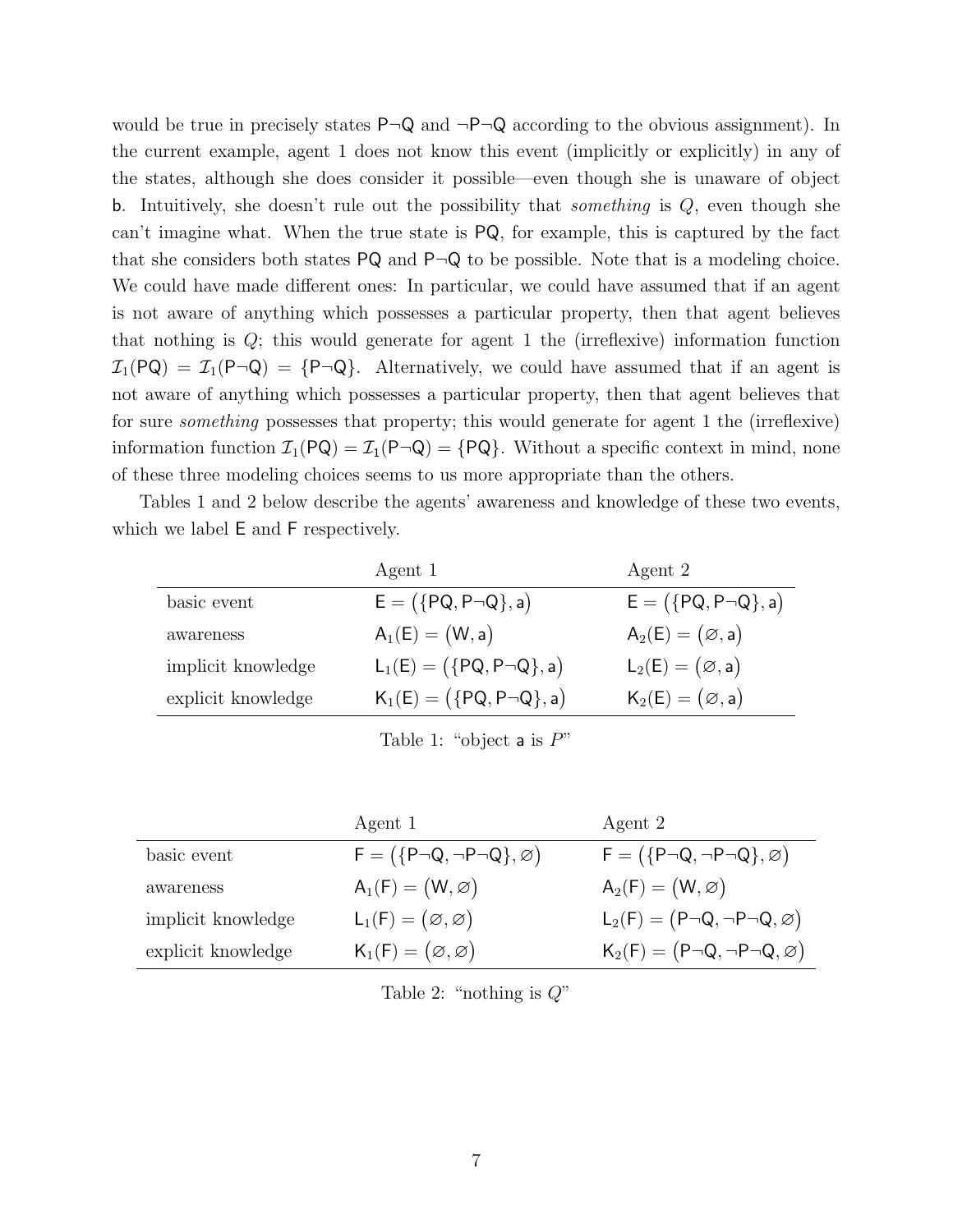would be true in precisely states $\mathsf{P}\neg\mathsf{Q}$ and $\neg\mathsf{P}\neg\mathsf{Q}$ according to the obvious assignment). In the current example, agent 1 does not know this event (implicitly or explicitly) in any of the states, although she does consider it possible—even though she is unaware of object $\mathsf{b}$. Intuitively, she doesn't rule out the possibility that *something* is $Q$, even though she can't imagine what. When the true state is $\mathsf{PQ}$, for example, this is captured by the fact that she considers both states $\mathsf{PQ}$ and $\mathsf{P}\neg\mathsf{Q}$ to be possible. Note that is a modeling choice. We could have made different ones: In particular, we could have assumed that if an agent is not aware of anything which possesses a particular property, then that agent believes that nothing is $Q$; this would generate for agent 1 the (irreflexive) information function $\mathcal{I}_1(\mathsf{PQ}) = \mathcal{I}_1(\mathsf{P}\neg\mathsf{Q}) = \{\mathsf{P}\neg\mathsf{Q}\}$. Alternatively, we could have assumed that if an agent is not aware of anything which possesses a particular property, then that agent believes that for sure *something* possesses that property; this would generate for agent 1 the (irreflexive) information function $\mathcal{I}_1(\mathsf{PQ}) = \mathcal{I}_1(\mathsf{P}\neg\mathsf{Q}) = \{\mathsf{PQ}\}$. Without a specific context in mind, none of these three modeling choices seems to us more appropriate than the others.

Tables 1 and 2 below describe the agents' awareness and knowledge of these two events, which we label $\mathsf{E}$ and $\mathsf{F}$ respectively.

| | Agent 1 | Agent 2 |
|---|---|---|
| basic event | $\mathsf{E} = \big(\{\mathsf{PQ}, \mathsf{P}\neg\mathsf{Q}\}, \mathsf{a}\big)$ | $\mathsf{E} = \big(\{\mathsf{PQ}, \mathsf{P}\neg\mathsf{Q}\}, \mathsf{a}\big)$ |
| awareness | $\mathsf{A}_1(\mathsf{E}) = \big(\mathsf{W}, \mathsf{a}\big)$ | $\mathsf{A}_2(\mathsf{E}) = \big(\varnothing, \mathsf{a}\big)$ |
| implicit knowledge | $\mathsf{L}_1(\mathsf{E}) = \big(\{\mathsf{PQ}, \mathsf{P}\neg\mathsf{Q}\}, \mathsf{a}\big)$ | $\mathsf{L}_2(\mathsf{E}) = \big(\varnothing, \mathsf{a}\big)$ |
| explicit knowledge | $\mathsf{K}_1(\mathsf{E}) = \big(\{\mathsf{PQ}, \mathsf{P}\neg\mathsf{Q}\}, \mathsf{a}\big)$ | $\mathsf{K}_2(\mathsf{E}) = \big(\varnothing, \mathsf{a}\big)$ |

Table 1: "object $\mathsf{a}$ is $P$"

| | Agent 1 | Agent 2 |
|---|---|---|
| basic event | $\mathsf{F} = \big(\{\mathsf{P}\neg\mathsf{Q}, \neg\mathsf{P}\neg\mathsf{Q}\}, \varnothing\big)$ | $\mathsf{F} = \big(\{\mathsf{P}\neg\mathsf{Q}, \neg\mathsf{P}\neg\mathsf{Q}\}, \varnothing\big)$ |
| awareness | $\mathsf{A}_1(\mathsf{F}) = \big(\mathsf{W}, \varnothing\big)$ | $\mathsf{A}_2(\mathsf{F}) = \big(\mathsf{W}, \varnothing\big)$ |
| implicit knowledge | $\mathsf{L}_1(\mathsf{F}) = \big(\varnothing, \varnothing\big)$ | $\mathsf{L}_2(\mathsf{F}) = \big(\mathsf{P}\neg\mathsf{Q}, \neg\mathsf{P}\neg\mathsf{Q}, \varnothing\big)$ |
| explicit knowledge | $\mathsf{K}_1(\mathsf{F}) = \big(\varnothing, \varnothing\big)$ | $\mathsf{K}_2(\mathsf{F}) = \big(\mathsf{P}\neg\mathsf{Q}, \neg\mathsf{P}\neg\mathsf{Q}, \varnothing\big)$ |

Table 2: "nothing is $Q$"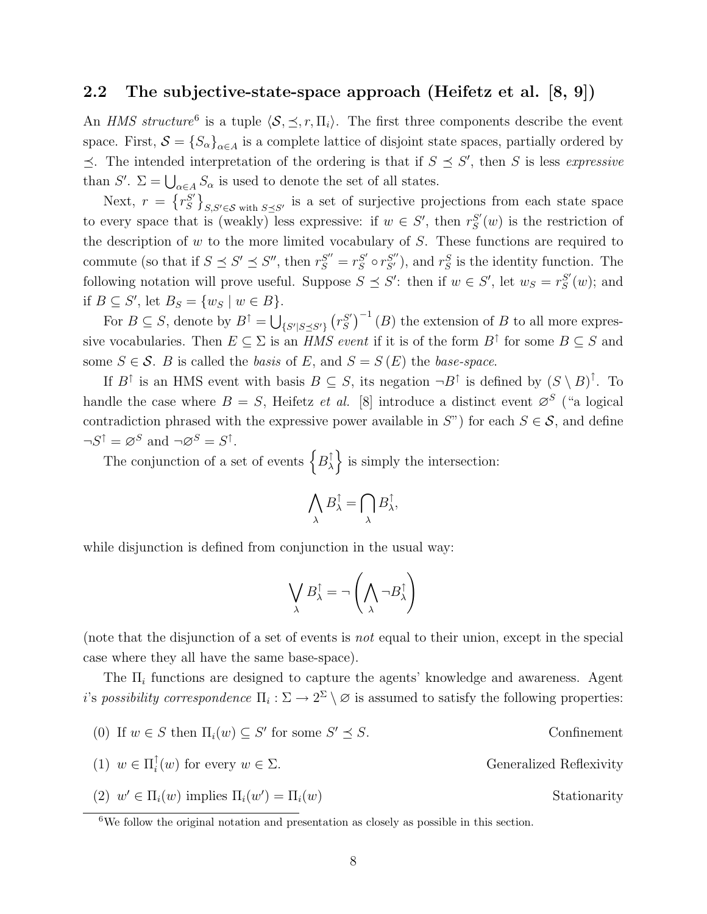## 2.2 The subjective-state-space approach (Heifetz et al. [8, 9])

An *HMS structure*[6] is a tuple $\langle \mathcal{S}, \preceq, r, \Pi_i \rangle$. The first three components describe the event space. First, $\mathcal{S} = \{S_\alpha\}_{\alpha \in A}$ is a complete lattice of disjoint state spaces, partially ordered by $\preceq$. The intended interpretation of the ordering is that if $S \preceq S'$, then $S$ is less *expressive* than $S'$. $\Sigma = \bigcup_{\alpha \in A} S_\alpha$ is used to denote the set of all states.

Next, $r = \left\{r_S^{S'}\right\}_{S,S' \in \mathcal{S} \text{ with } S \preceq S'}$ is a set of surjective projections from each state space to every space that is (weakly) less expressive: if $w \in S'$, then $r_S^{S'}(w)$ is the restriction of the description of $w$ to the more limited vocabulary of $S$. These functions are required to commute (so that if $S \preceq S' \preceq S''$, then $r_S^{S''} = r_S^{S'} \circ r_{S'}^{S''}$), and $r_S^S$ is the identity function. The following notation will prove useful. Suppose $S \preceq S'$: then if $w \in S'$, let $w_S = r_S^{S'}(w)$; and if $B \subseteq S'$, let $B_S = \{w_S \mid w \in B\}$.

For $B \subseteq S$, denote by $B^{\uparrow} = \bigcup_{\{S' \mid S \preceq S'\}} \left(r_S^{S'}\right)^{-1}(B)$ the extension of $B$ to all more expressive vocabularies. Then $E \subseteq \Sigma$ is an *HMS event* if it is of the form $B^{\uparrow}$ for some $B \subseteq S$ and some $S \in \mathcal{S}$. $B$ is called the *basis* of $E$, and $S = S(E)$ the *base-space*.

If $B^{\uparrow}$ is an HMS event with basis $B \subseteq S$, its negation $\neg B^{\uparrow}$ is defined by $(S \setminus B)^{\uparrow}$. To handle the case where $B = S$, Heifetz *et al.* [8] introduce a distinct event $\varnothing^S$ ("a logical contradiction phrased with the expressive power available in $S$") for each $S \in \mathcal{S}$, and define $\neg S^{\uparrow} = \varnothing^S$ and $\neg \varnothing^S = S^{\uparrow}$.

The conjunction of a set of events $\left\{B_\lambda^{\uparrow}\right\}$ is simply the intersection:

$$\bigwedge_\lambda B_\lambda^{\uparrow} = \bigcap_\lambda B_\lambda^{\uparrow},$$

while disjunction is defined from conjunction in the usual way:

$$\bigvee_\lambda B_\lambda^{\uparrow} = \neg \left( \bigwedge_\lambda \neg B_\lambda^{\uparrow} \right)$$

(note that the disjunction of a set of events is *not* equal to their union, except in the special case where they all have the same base-space).

The $\Pi_i$ functions are designed to capture the agents' knowledge and awareness. Agent $i$'s *possibility correspondence* $\Pi_i : \Sigma \to 2^{\Sigma} \setminus \varnothing$ is assumed to satisfy the following properties:

(0) If $w \in S$ then $\Pi_i(w) \subseteq S'$ for some $S' \preceq S$. — Confinement

(1) $w \in \Pi_i^{\uparrow}(w)$ for every $w \in \Sigma$. — Generalized Reflexivity

(2) $w' \in \Pi_i(w)$ implies $\Pi_i(w') = \Pi_i(w)$ — Stationarity

[6] We follow the original notation and presentation as closely as possible in this section.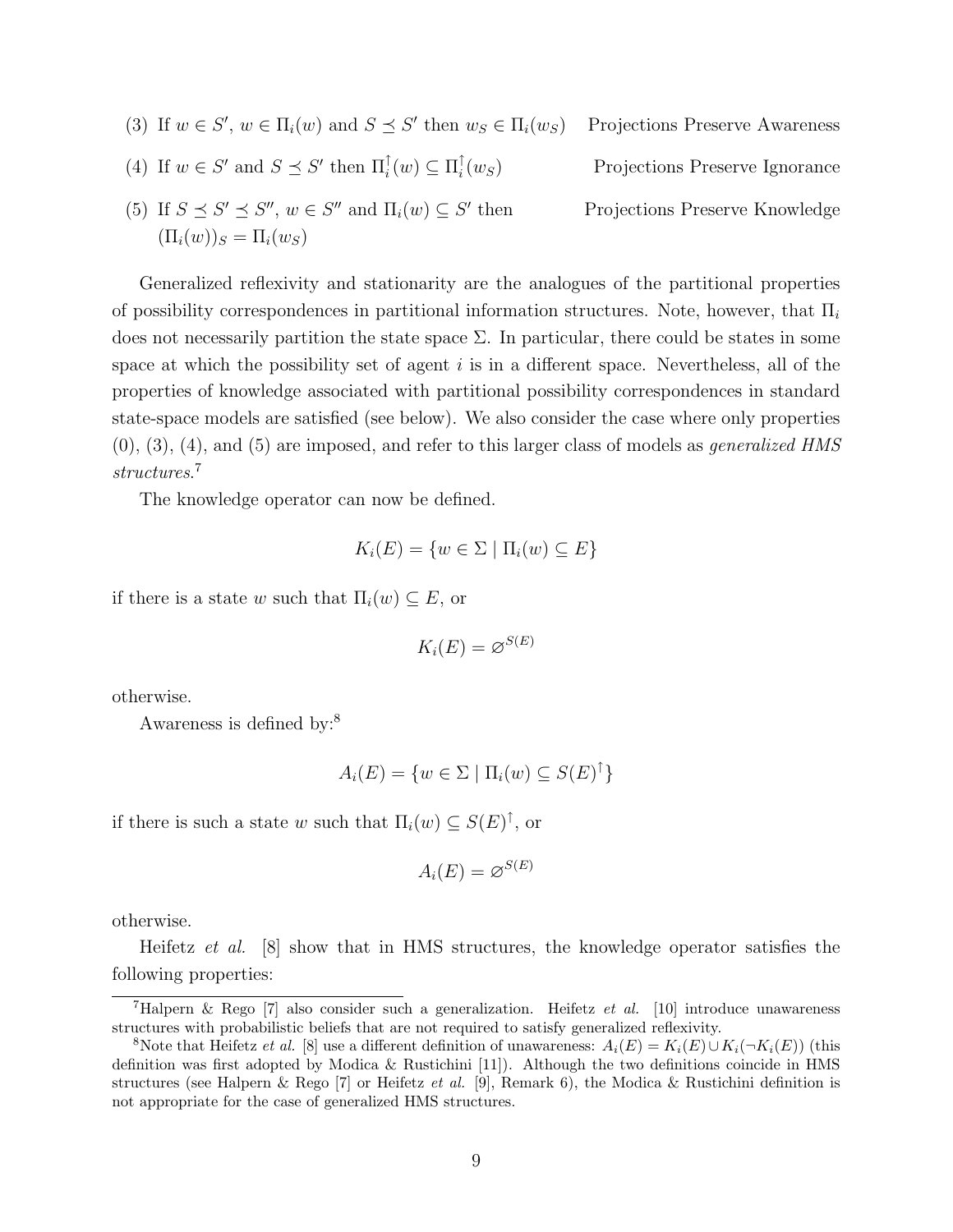(3) If $w \in S'$, $w \in \Pi_i(w)$ and $S \preceq S'$ then $w_S \in \Pi_i(w_S)$ — Projections Preserve Awareness

(4) If $w \in S'$ and $S \preceq S'$ then $\Pi_i^{\uparrow}(w) \subseteq \Pi_i^{\uparrow}(w_S)$ — Projections Preserve Ignorance

(5) If $S \preceq S' \preceq S''$, $w \in S''$ and $\Pi_i(w) \subseteq S'$ then $(\Pi_i(w))_S = \Pi_i(w_S)$ — Projections Preserve Knowledge

Generalized reflexivity and stationarity are the analogues of the partitional properties of possibility correspondences in partitional information structures. Note, however, that $\Pi_i$ does not necessarily partition the state space $\Sigma$. In particular, there could be states in some space at which the possibility set of agent $i$ is in a different space. Nevertheless, all of the properties of knowledge associated with partitional possibility correspondences in standard state-space models are satisfied (see below). We also consider the case where only properties (0), (3), (4), and (5) are imposed, and refer to this larger class of models as *generalized HMS structures*.[7]

The knowledge operator can now be defined.

$$K_i(E) = \{w \in \Sigma \mid \Pi_i(w) \subseteq E\}$$

if there is a state $w$ such that $\Pi_i(w) \subseteq E$, or

$$K_i(E) = \varnothing^{S(E)}$$

otherwise.

Awareness is defined by:[8]

$$A_i(E) = \{w \in \Sigma \mid \Pi_i(w) \subseteq S(E)^{\uparrow}\}$$

if there is such a state $w$ such that $\Pi_i(w) \subseteq S(E)^{\uparrow}$, or

$$A_i(E) = \varnothing^{S(E)}$$

otherwise.

Heifetz *et al.* [8] show that in HMS structures, the knowledge operator satisfies the following properties:

---

[7] Halpern & Rego [7] also consider such a generalization. Heifetz *et al.* [10] introduce unawareness structures with probabilistic beliefs that are not required to satisfy generalized reflexivity.

[8] Note that Heifetz *et al.* [8] use a different definition of unawareness: $A_i(E) = K_i(E) \cup K_i(\neg K_i(E))$ (this definition was first adopted by Modica & Rustichini [11]). Although the two definitions coincide in HMS structures (see Halpern & Rego [7] or Heifetz *et al.* [9], Remark 6), the Modica & Rustichini definition is not appropriate for the case of generalized HMS structures.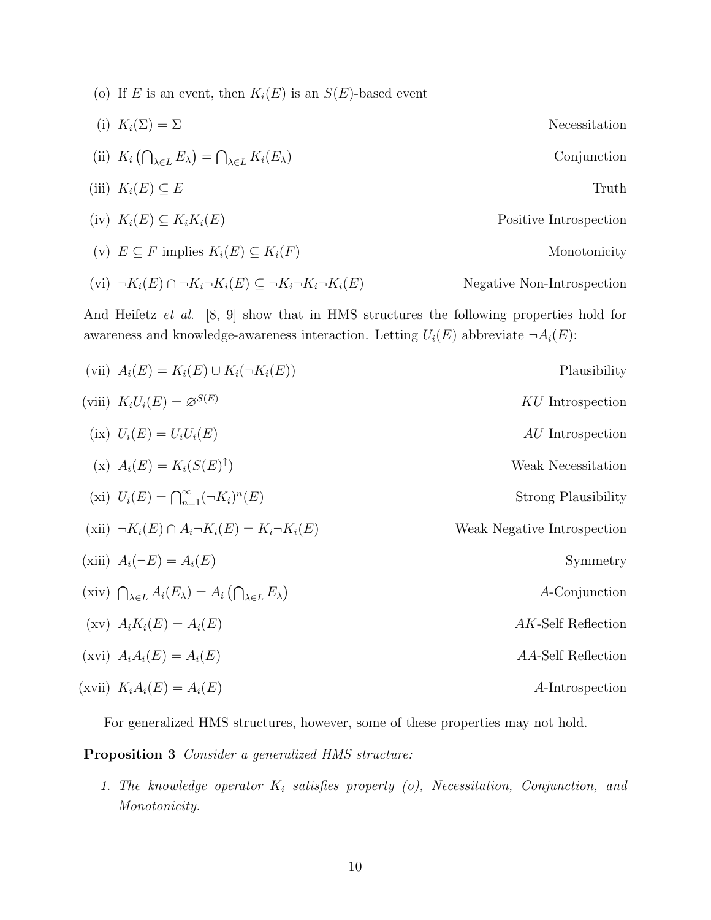(o) If $E$ is an event, then $K_i(E)$ is an $S(E)$-based event

(i) $K_i(\Sigma) = \Sigma$ — Necessitation

(ii) $K_i\left(\bigcap_{\lambda \in L} E_\lambda\right) = \bigcap_{\lambda \in L} K_i(E_\lambda)$ — Conjunction

(iii) $K_i(E) \subseteq E$ — Truth

(iv) $K_i(E) \subseteq K_i K_i(E)$ — Positive Introspection

(v) $E \subseteq F$ implies $K_i(E) \subseteq K_i(F)$ — Monotonicity

(vi) $\neg K_i(E) \cap \neg K_i \neg K_i(E) \subseteq \neg K_i \neg K_i \neg K_i(E)$ — Negative Non-Introspection

And Heifetz *et al.* [8, 9] show that in HMS structures the following properties hold for awareness and knowledge-awareness interaction. Letting $U_i(E)$ abbreviate $\neg A_i(E)$:

(vii) $A_i(E) = K_i(E) \cup K_i(\neg K_i(E))$ — Plausibility

(viii) $K_i U_i(E) = \varnothing^{S(E)}$ — *KU* Introspection

(ix) $U_i(E) = U_i U_i(E)$ — *AU* Introspection

(x) $A_i(E) = K_i(S(E)^{\uparrow})$ — Weak Necessitation

(xi) $U_i(E) = \bigcap_{n=1}^{\infty} (\neg K_i)^n(E)$ — Strong Plausibility

(xii) $\neg K_i(E) \cap A_i \neg K_i(E) = K_i \neg K_i(E)$ — Weak Negative Introspection

(xiii) $A_i(\neg E) = A_i(E)$ — Symmetry

(xiv) $\bigcap_{\lambda \in L} A_i(E_\lambda) = A_i\left(\bigcap_{\lambda \in L} E_\lambda\right)$ — *A*-Conjunction

(xv) $A_i K_i(E) = A_i(E)$ — *AK*-Self Reflection

(xvi) $A_i A_i(E) = A_i(E)$ — *AA*-Self Reflection

(xvii) $K_i A_i(E) = A_i(E)$ — *A*-Introspection

For generalized HMS structures, however, some of these properties may not hold.

**Proposition 3** *Consider a generalized HMS structure:*

1. *The knowledge operator $K_i$ satisfies property (o), Necessitation, Conjunction, and Monotonicity.*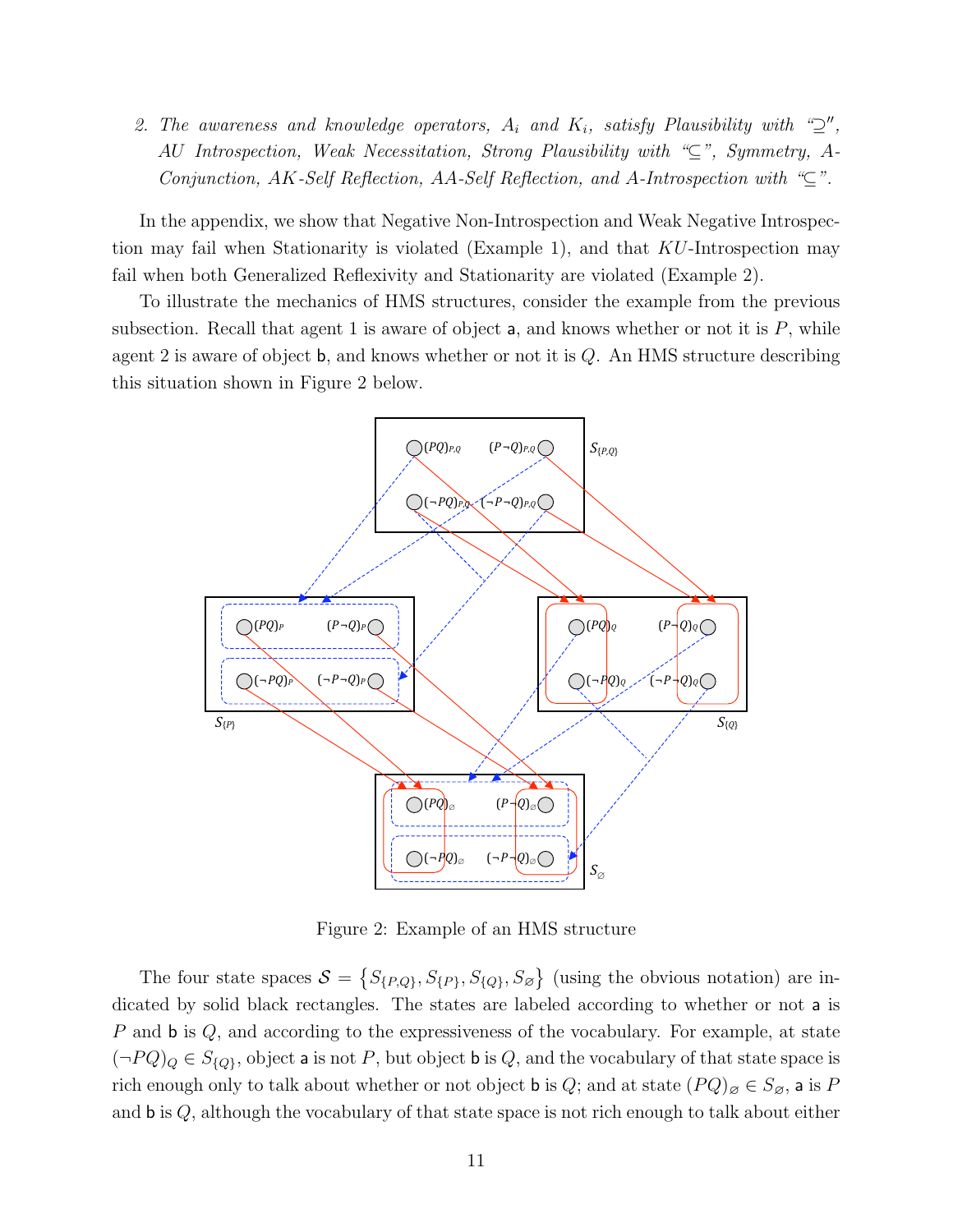2. *The awareness and knowledge operators, $A_i$ and $K_i$, satisfy Plausibility with "$\supseteq$", AU Introspection, Weak Necessitation, Strong Plausibility with "$\subseteq$", Symmetry, A-Conjunction, AK-Self Reflection, AA-Self Reflection, and A-Introspection with "$\subseteq$".*

In the appendix, we show that Negative Non-Introspection and Weak Negative Introspection may fail when Stationarity is violated (Example 1), and that $KU$-Introspection may fail when both Generalized Reflexivity and Stationarity are violated (Example 2).

To illustrate the mechanics of HMS structures, consider the example from the previous subsection. Recall that agent 1 is aware of object a, and knows whether or not it is $P$, while agent 2 is aware of object b, and knows whether or not it is $Q$. An HMS structure describing this situation shown in Figure 2 below.

Figure 2: Example of an HMS structure

The four state spaces $\mathcal{S} = \{S_{\{P,Q\}}, S_{\{P\}}, S_{\{Q\}}, S_{\varnothing}\}$ (using the obvious notation) are indicated by solid black rectangles. The states are labeled according to whether or not a is $P$ and b is $Q$, and according to the expressiveness of the vocabulary. For example, at state $(\neg PQ)_Q \in S_{\{Q\}}$, object a is not $P$, but object b is $Q$, and the vocabulary of that state space is rich enough only to talk about whether or not object b is $Q$; and at state $(PQ)_{\varnothing} \in S_{\varnothing}$, a is $P$ and b is $Q$, although the vocabulary of that state space is not rich enough to talk about either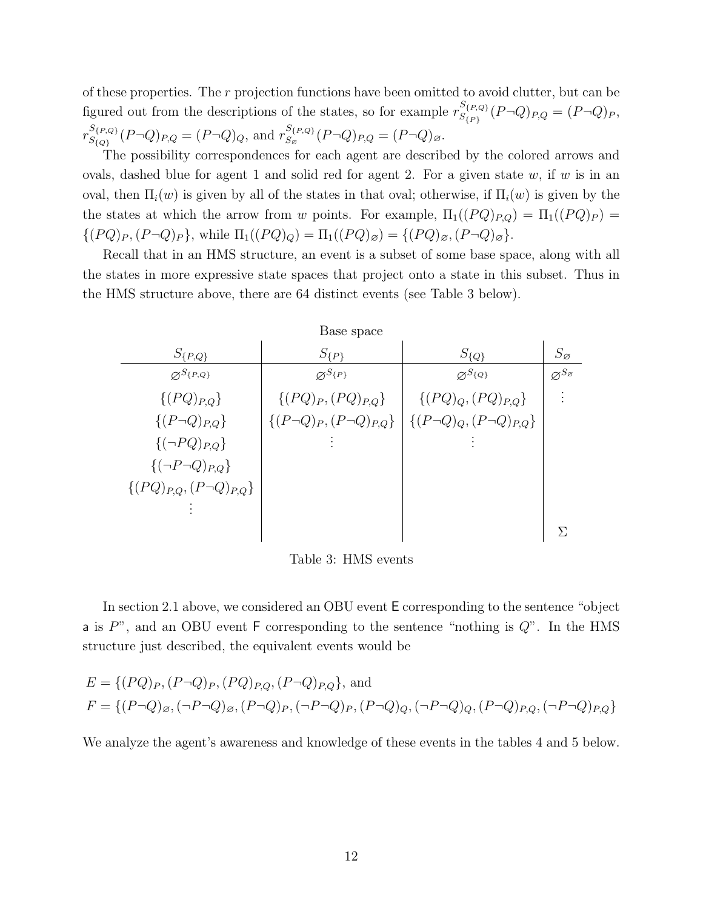of these properties. The $r$ projection functions have been omitted to avoid clutter, but can be figured out from the descriptions of the states, so for example $r^{S_{\{P,Q\}}}_{S_{\{P\}}}(P\neg Q)_{P,Q} = (P\neg Q)_P$, $r^{S_{\{P,Q\}}}_{S_{\{Q\}}}(P\neg Q)_{P,Q} = (P\neg Q)_Q$, and $r^{S_{\{P,Q\}}}_{S_\varnothing}(P\neg Q)_{P,Q} = (P\neg Q)_\varnothing$.

The possibility correspondences for each agent are described by the colored arrows and ovals, dashed blue for agent 1 and solid red for agent 2. For a given state $w$, if $w$ is in an oval, then $\Pi_i(w)$ is given by all of the states in that oval; otherwise, if $\Pi_i(w)$ is given by the the states at which the arrow from $w$ points. For example, $\Pi_1((PQ)_{P,Q}) = \Pi_1((PQ)_P) = \{(PQ)_P, (P\neg Q)_P\}$, while $\Pi_1((PQ)_Q) = \Pi_1((PQ)_\varnothing) = \{(PQ)_\varnothing, (P\neg Q)_\varnothing\}$.

Recall that in an HMS structure, an event is a subset of some base space, along with all the states in more expressive state spaces that project onto a state in this subset. Thus in the HMS structure above, there are 64 distinct events (see Table 3 below).

| Base space | | | |
|---|---|---|---|
| $S_{\{P,Q\}}$ | $S_{\{P\}}$ | $S_{\{Q\}}$ | $S_\varnothing$ |
| $\varnothing^{S_{\{P,Q\}}}$ | $\varnothing^{S_{\{P\}}}$ | $\varnothing^{S_{\{Q\}}}$ | $\varnothing^{S_\varnothing}$ |
| $\{(PQ)_{P,Q}\}$ | $\{(PQ)_P, (PQ)_{P,Q}\}$ | $\{(PQ)_Q, (PQ)_{P,Q}\}$ | $\vdots$ |
| $\{(P\neg Q)_{P,Q}\}$ | $\{(P\neg Q)_P, (P\neg Q)_{P,Q}\}$ | $\{(P\neg Q)_Q, (P\neg Q)_{P,Q}\}$ | |
| $\{(\neg PQ)_{P,Q}\}$ | $\vdots$ | $\vdots$ | |
| $\{(\neg P\neg Q)_{P,Q}\}$ | | | |
| $\{(PQ)_{P,Q}, (P\neg Q)_{P,Q}\}$ | | | |
| $\vdots$ | | | |
| | | | $\Sigma$ |

Table 3: HMS events

In section 2.1 above, we considered an OBU event E corresponding to the sentence "object a is $P$", and an OBU event F corresponding to the sentence "nothing is $Q$". In the HMS structure just described, the equivalent events would be

$$E = \{(PQ)_P, (P\neg Q)_P, (PQ)_{P,Q}, (P\neg Q)_{P,Q}\}, \text{ and}$$
$$F = \{(P\neg Q)_\varnothing, (\neg P\neg Q)_\varnothing, (P\neg Q)_P, (\neg P\neg Q)_P, (P\neg Q)_Q, (\neg P\neg Q)_Q, (P\neg Q)_{P,Q}, (\neg P\neg Q)_{P,Q}\}$$

We analyze the agent's awareness and knowledge of these events in the tables 4 and 5 below.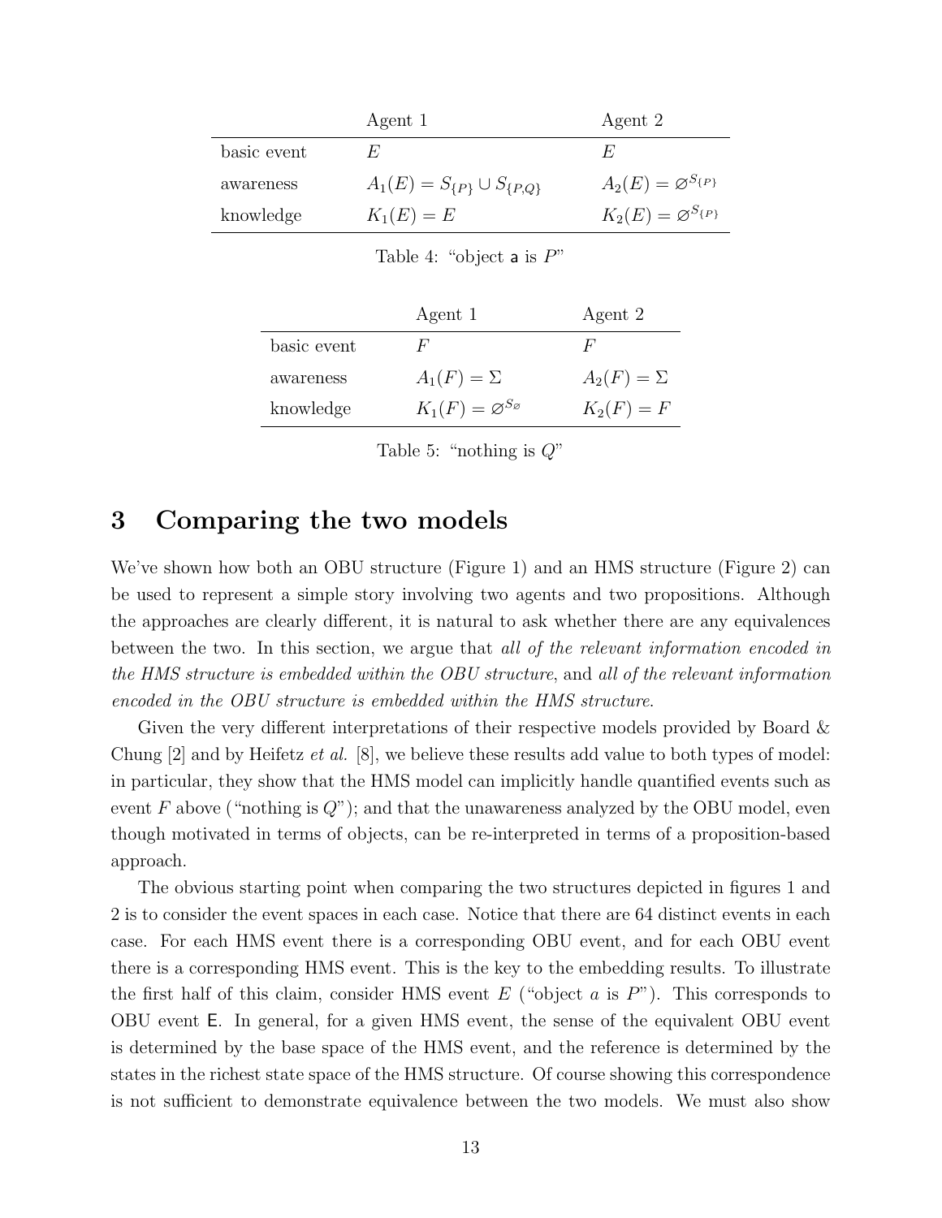| | Agent 1 | Agent 2 |
|---|---|---|
| basic event | $E$ | $E$ |
| awareness | $A_1(E) = S_{\{P\}} \cup S_{\{P,Q\}}$ | $A_2(E) = \varnothing^{S_{\{P\}}}$ |
| knowledge | $K_1(E) = E$ | $K_2(E) = \varnothing^{S_{\{P\}}}$ |

Table 4: "object $\mathsf{a}$ is $P$"

| | Agent 1 | Agent 2 |
|---|---|---|
| basic event | $F$ | $F$ |
| awareness | $A_1(F) = \Sigma$ | $A_2(F) = \Sigma$ |
| knowledge | $K_1(F) = \varnothing^{S_{\varnothing}}$ | $K_2(F) = F$ |

Table 5: "nothing is $Q$"

# 3 Comparing the two models

We've shown how both an OBU structure (Figure 1) and an HMS structure (Figure 2) can be used to represent a simple story involving two agents and two propositions. Although the approaches are clearly different, it is natural to ask whether there are any equivalences between the two. In this section, we argue that *all of the relevant information encoded in the HMS structure is embedded within the OBU structure*, and *all of the relevant information encoded in the OBU structure is embedded within the HMS structure*.

Given the very different interpretations of their respective models provided by Board & Chung [2] and by Heifetz *et al.* [8], we believe these results add value to both types of model: in particular, they show that the HMS model can implicitly handle quantified events such as event $F$ above ("nothing is $Q$"); and that the unawareness analyzed by the OBU model, even though motivated in terms of objects, can be re-interpreted in terms of a proposition-based approach.

The obvious starting point when comparing the two structures depicted in figures 1 and 2 is to consider the event spaces in each case. Notice that there are 64 distinct events in each case. For each HMS event there is a corresponding OBU event, and for each OBU event there is a corresponding HMS event. This is the key to the embedding results. To illustrate the first half of this claim, consider HMS event $E$ ("object $a$ is $P$"). This corresponds to OBU event $\mathsf{E}$. In general, for a given HMS event, the sense of the equivalent OBU event is determined by the base space of the HMS event, and the reference is determined by the states in the richest state space of the HMS structure. Of course showing this correspondence is not sufficient to demonstrate equivalence between the two models. We must also show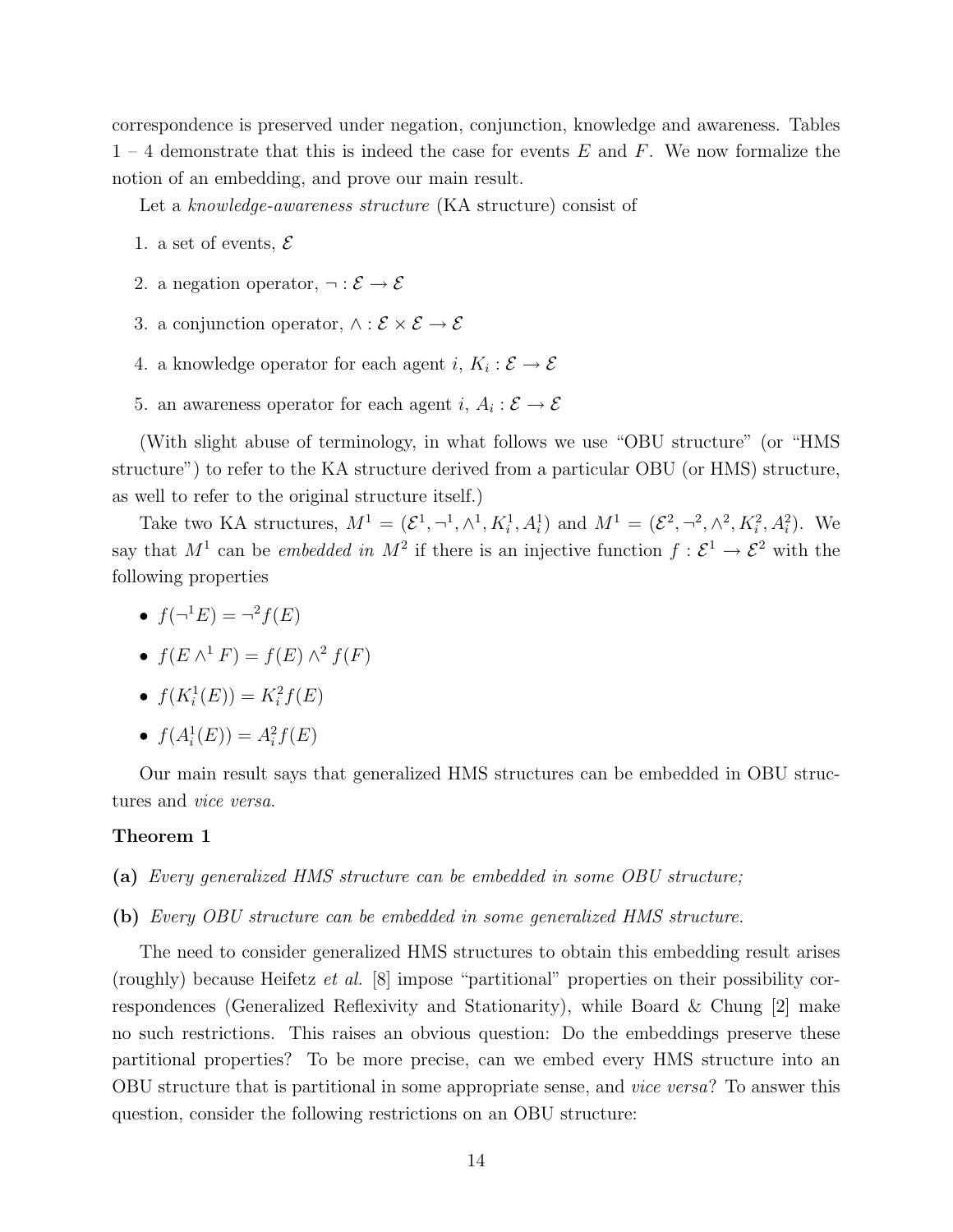correspondence is preserved under negation, conjunction, knowledge and awareness. Tables 1 – 4 demonstrate that this is indeed the case for events $E$ and $F$. We now formalize the notion of an embedding, and prove our main result.

Let a *knowledge-awareness structure* (KA structure) consist of

1. a set of events, $\mathcal{E}$
2. a negation operator, $\neg : \mathcal{E} \to \mathcal{E}$
3. a conjunction operator, $\wedge : \mathcal{E} \times \mathcal{E} \to \mathcal{E}$
4. a knowledge operator for each agent $i$, $K_i : \mathcal{E} \to \mathcal{E}$
5. an awareness operator for each agent $i$, $A_i : \mathcal{E} \to \mathcal{E}$

(With slight abuse of terminology, in what follows we use "OBU structure" (or "HMS structure") to refer to the KA structure derived from a particular OBU (or HMS) structure, as well to refer to the original structure itself.)

Take two KA structures, $M^1 = (\mathcal{E}^1, \neg^1, \wedge^1, K_i^1, A_i^1)$ and $M^1 = (\mathcal{E}^2, \neg^2, \wedge^2, K_i^2, A_i^2)$. We say that $M^1$ can be *embedded in* $M^2$ if there is an injective function $f : \mathcal{E}^1 \to \mathcal{E}^2$ with the following properties

- $f(\neg^1 E) = \neg^2 f(E)$
- $f(E \wedge^1 F) = f(E) \wedge^2 f(F)$
- $f(K_i^1(E)) = K_i^2 f(E)$
- $f(A_i^1(E)) = A_i^2 f(E)$

Our main result says that generalized HMS structures can be embedded in OBU structures and *vice versa*.

**Theorem 1**

**(a)** *Every generalized HMS structure can be embedded in some OBU structure;*

**(b)** *Every OBU structure can be embedded in some generalized HMS structure.*

The need to consider generalized HMS structures to obtain this embedding result arises (roughly) because Heifetz *et al.* [8] impose "partitional" properties on their possibility correspondences (Generalized Reflexivity and Stationarity), while Board & Chung [2] make no such restrictions. This raises an obvious question: Do the embeddings preserve these partitional properties? To be more precise, can we embed every HMS structure into an OBU structure that is partitional in some appropriate sense, and *vice versa*? To answer this question, consider the following restrictions on an OBU structure: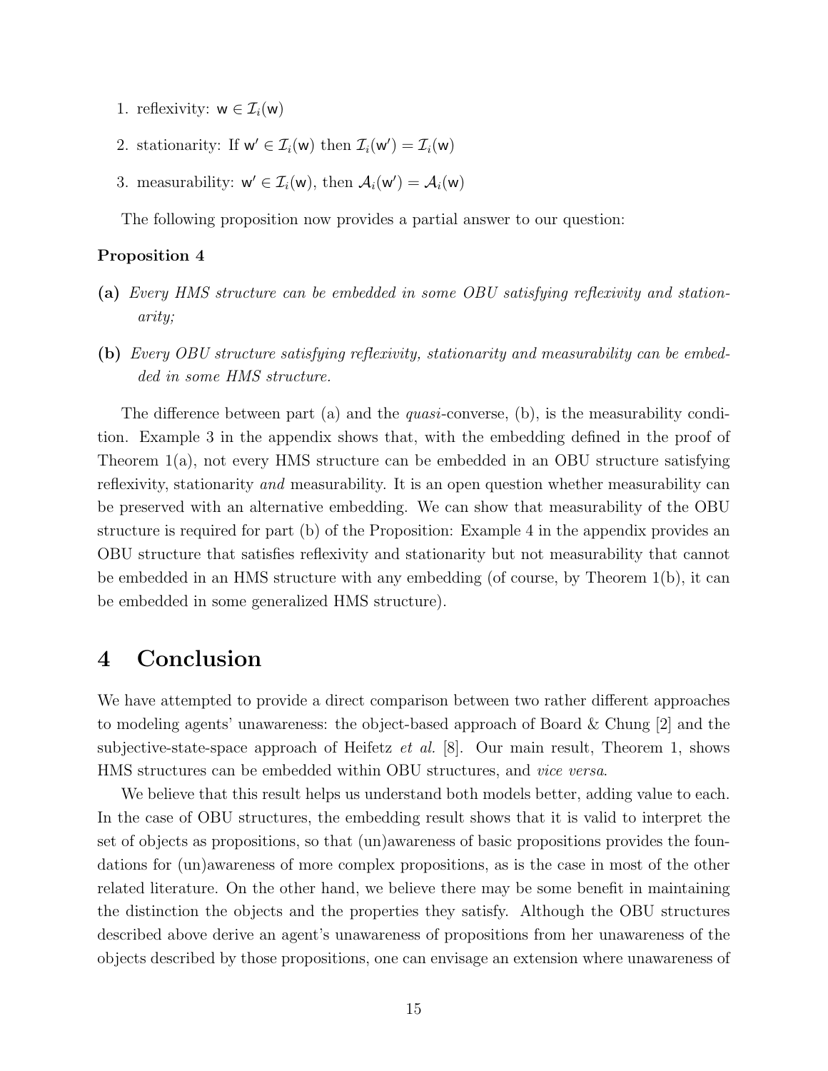1. reflexivity: $\mathsf{w} \in \mathcal{I}_i(\mathsf{w})$
2. stationarity: If $\mathsf{w}' \in \mathcal{I}_i(\mathsf{w})$ then $\mathcal{I}_i(\mathsf{w}') = \mathcal{I}_i(\mathsf{w})$
3. measurability: $\mathsf{w}' \in \mathcal{I}_i(\mathsf{w})$, then $\mathcal{A}_i(\mathsf{w}') = \mathcal{A}_i(\mathsf{w})$

The following proposition now provides a partial answer to our question:

**Proposition 4**

**(a)** *Every HMS structure can be embedded in some OBU satisfying reflexivity and stationarity;*

**(b)** *Every OBU structure satisfying reflexivity, stationarity and measurability can be embedded in some HMS structure.*

The difference between part (a) and the *quasi*-converse, (b), is the measurability condition. Example 3 in the appendix shows that, with the embedding defined in the proof of Theorem 1(a), not every HMS structure can be embedded in an OBU structure satisfying reflexivity, stationarity *and* measurability. It is an open question whether measurability can be preserved with an alternative embedding. We can show that measurability of the OBU structure is required for part (b) of the Proposition: Example 4 in the appendix provides an OBU structure that satisfies reflexivity and stationarity but not measurability that cannot be embedded in an HMS structure with any embedding (of course, by Theorem 1(b), it can be embedded in some generalized HMS structure).

# 4 Conclusion

We have attempted to provide a direct comparison between two rather different approaches to modeling agents' unawareness: the object-based approach of Board & Chung [2] and the subjective-state-space approach of Heifetz *et al.* [8]. Our main result, Theorem 1, shows HMS structures can be embedded within OBU structures, and *vice versa*.

We believe that this result helps us understand both models better, adding value to each. In the case of OBU structures, the embedding result shows that it is valid to interpret the set of objects as propositions, so that (un)awareness of basic propositions provides the foundations for (un)awareness of more complex propositions, as is the case in most of the other related literature. On the other hand, we believe there may be some benefit in maintaining the distinction the objects and the properties they satisfy. Although the OBU structures described above derive an agent's unawareness of propositions from her unawareness of the objects described by those propositions, one can envisage an extension where unawareness of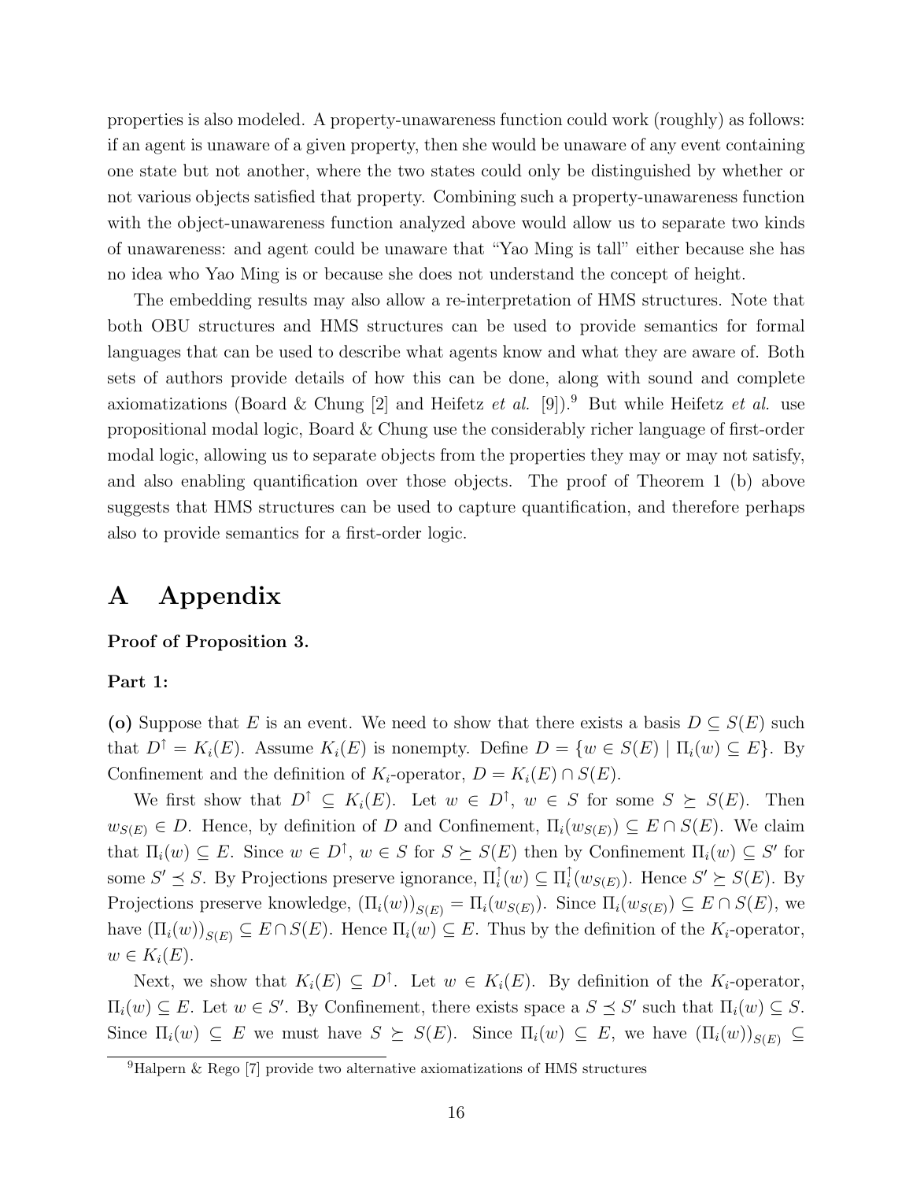properties is also modeled. A property-unawareness function could work (roughly) as follows: if an agent is unaware of a given property, then she would be unaware of any event containing one state but not another, where the two states could only be distinguished by whether or not various objects satisfied that property. Combining such a property-unawareness function with the object-unawareness function analyzed above would allow us to separate two kinds of unawareness: and agent could be unaware that "Yao Ming is tall" either because she has no idea who Yao Ming is or because she does not understand the concept of height.

The embedding results may also allow a re-interpretation of HMS structures. Note that both OBU structures and HMS structures can be used to provide semantics for formal languages that can be used to describe what agents know and what they are aware of. Both sets of authors provide details of how this can be done, along with sound and complete axiomatizations (Board & Chung [2] and Heifetz *et al.* [9]).[9] But while Heifetz *et al.* use propositional modal logic, Board & Chung use the considerably richer language of first-order modal logic, allowing us to separate objects from the properties they may or may not satisfy, and also enabling quantification over those objects. The proof of Theorem 1 (b) above suggests that HMS structures can be used to capture quantification, and therefore perhaps also to provide semantics for a first-order logic.

# A Appendix

**Proof of Proposition 3.**

**Part 1:**

**(o)** Suppose that $E$ is an event. We need to show that there exists a basis $D \subseteq S(E)$ such that $D^{\uparrow} = K_i(E)$. Assume $K_i(E)$ is nonempty. Define $D = \{w \in S(E) \mid \Pi_i(w) \subseteq E\}$. By Confinement and the definition of $K_i$-operator, $D = K_i(E) \cap S(E)$.

We first show that $D^{\uparrow} \subseteq K_i(E)$. Let $w \in D^{\uparrow}$, $w \in S$ for some $S \succeq S(E)$. Then $w_{S(E)} \in D$. Hence, by definition of $D$ and Confinement, $\Pi_i(w_{S(E)}) \subseteq E \cap S(E)$. We claim that $\Pi_i(w) \subseteq E$. Since $w \in D^{\uparrow}$, $w \in S$ for $S \succeq S(E)$ then by Confinement $\Pi_i(w) \subseteq S'$ for some $S' \preceq S$. By Projections preserve ignorance, $\Pi_i^{\uparrow}(w) \subseteq \Pi_i^{\uparrow}(w_{S(E)})$. Hence $S' \succeq S(E)$. By Projections preserve knowledge, $(\Pi_i(w))_{S(E)} = \Pi_i(w_{S(E)})$. Since $\Pi_i(w_{S(E)}) \subseteq E \cap S(E)$, we have $(\Pi_i(w))_{S(E)} \subseteq E \cap S(E)$. Hence $\Pi_i(w) \subseteq E$. Thus by the definition of the $K_i$-operator, $w \in K_i(E)$.

Next, we show that $K_i(E) \subseteq D^{\uparrow}$. Let $w \in K_i(E)$. By definition of the $K_i$-operator, $\Pi_i(w) \subseteq E$. Let $w \in S'$. By Confinement, there exists space a $S \preceq S'$ such that $\Pi_i(w) \subseteq S$. Since $\Pi_i(w) \subseteq E$ we must have $S \succeq S(E)$. Since $\Pi_i(w) \subseteq E$, we have $(\Pi_i(w))_{S(E)} \subseteq$

[9] Halpern & Rego [7] provide two alternative axiomatizations of HMS structures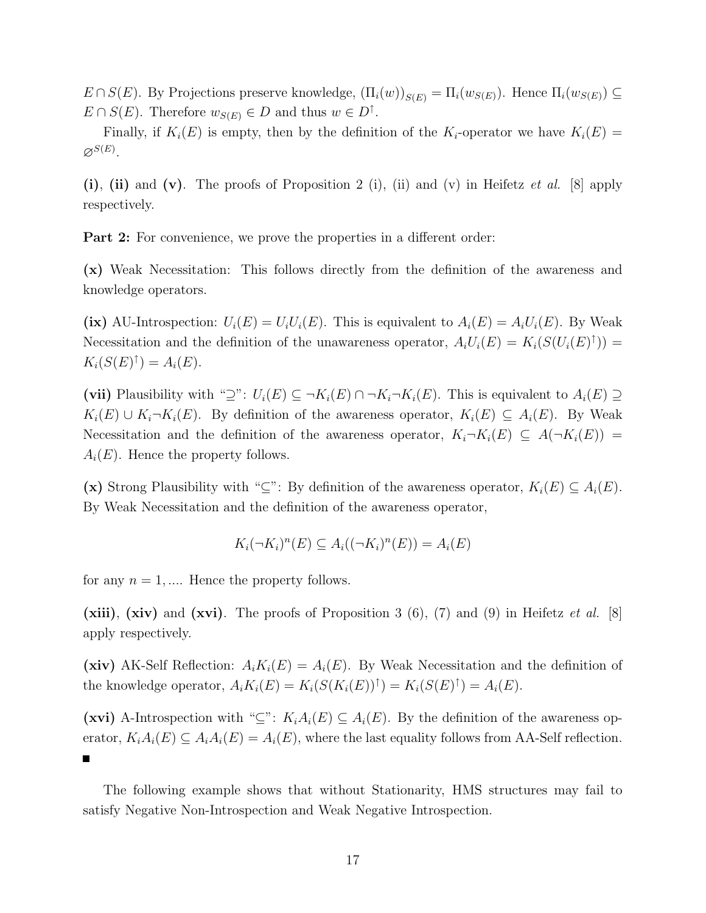$E \cap S(E)$. By Projections preserve knowledge, $(\Pi_i(w))_{S(E)} = \Pi_i(w_{S(E)})$. Hence $\Pi_i(w_{S(E)}) \subseteq E \cap S(E)$. Therefore $w_{S(E)} \in D$ and thus $w \in D^{\uparrow}$.

Finally, if $K_i(E)$ is empty, then by the definition of the $K_i$-operator we have $K_i(E) = \varnothing^{S(E)}$.

**(i)**, **(ii)** and **(v)**. The proofs of Proposition 2 (i), (ii) and (v) in Heifetz *et al.* [8] apply respectively.

**Part 2:** For convenience, we prove the properties in a different order:

**(x)** Weak Necessitation: This follows directly from the definition of the awareness and knowledge operators.

**(ix)** AU-Introspection: $U_i(E) = U_iU_i(E)$. This is equivalent to $A_i(E) = A_iU_i(E)$. By Weak Necessitation and the definition of the unawareness operator, $A_iU_i(E) = K_i(S(U_i(E)^{\uparrow})) = K_i(S(E)^{\uparrow}) = A_i(E)$.

**(vii)** Plausibility with "$\supseteq$": $U_i(E) \subseteq \neg K_i(E) \cap \neg K_i \neg K_i(E)$. This is equivalent to $A_i(E) \supseteq K_i(E) \cup K_i \neg K_i(E)$. By definition of the awareness operator, $K_i(E) \subseteq A_i(E)$. By Weak Necessitation and the definition of the awareness operator, $K_i \neg K_i(E) \subseteq A(\neg K_i(E)) = A_i(E)$. Hence the property follows.

**(x)** Strong Plausibility with "$\subseteq$": By definition of the awareness operator, $K_i(E) \subseteq A_i(E)$. By Weak Necessitation and the definition of the awareness operator,

$$K_i(\neg K_i)^n(E) \subseteq A_i((\neg K_i)^n(E)) = A_i(E)$$

for any $n = 1, ....$ Hence the property follows.

**(xiii)**, **(xiv)** and **(xvi)**. The proofs of Proposition 3 (6), (7) and (9) in Heifetz *et al.* [8] apply respectively.

**(xiv)** AK-Self Reflection: $A_iK_i(E) = A_i(E)$. By Weak Necessitation and the definition of the knowledge operator, $A_iK_i(E) = K_i(S(K_i(E))^{\uparrow}) = K_i(S(E)^{\uparrow}) = A_i(E)$.

**(xvi)** A-Introspection with "$\subseteq$": $K_iA_i(E) \subseteq A_i(E)$. By the definition of the awareness operator, $K_iA_i(E) \subseteq A_iA_i(E) = A_i(E)$, where the last equality follows from AA-Self reflection. ■

The following example shows that without Stationarity, HMS structures may fail to satisfy Negative Non-Introspection and Weak Negative Introspection.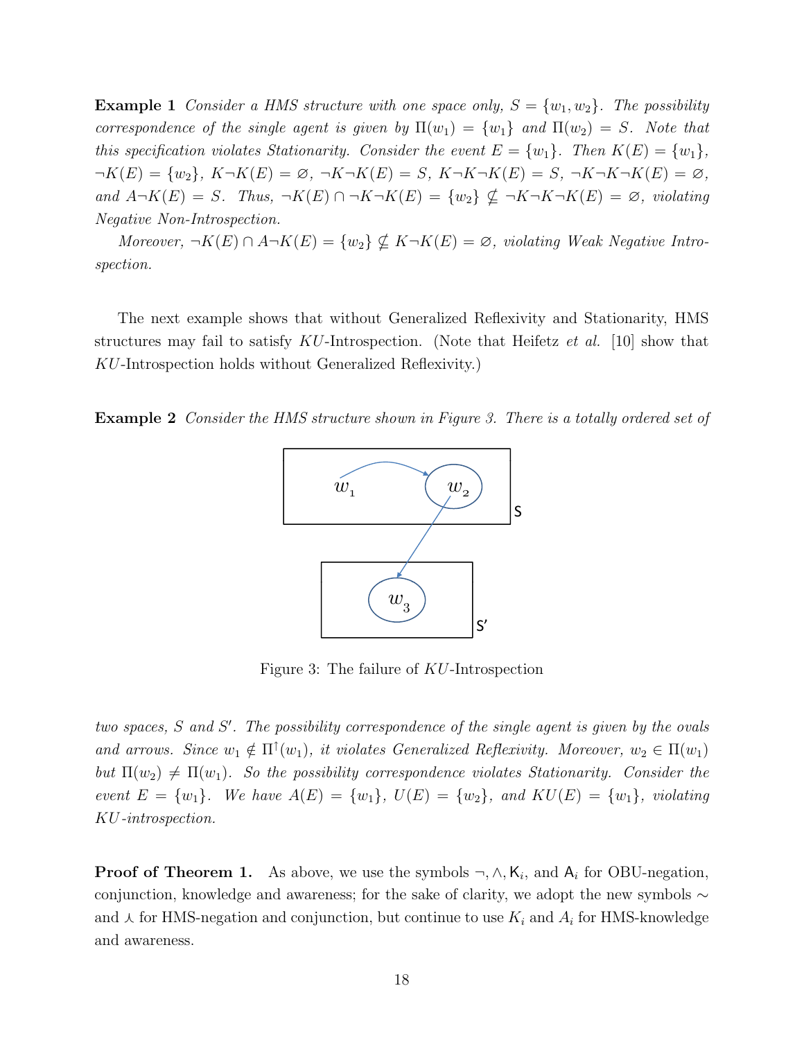**Example 1** *Consider a HMS structure with one space only, $S = \{w_1, w_2\}$. The possibility correspondence of the single agent is given by $\Pi(w_1) = \{w_1\}$ and $\Pi(w_2) = S$. Note that this specification violates Stationarity. Consider the event $E = \{w_1\}$. Then $K(E) = \{w_1\}$, $\neg K(E) = \{w_2\}$, $K\neg K(E) = \varnothing$, $\neg K\neg K(E) = S$, $K\neg K\neg K(E) = S$, $\neg K\neg K\neg K(E) = \varnothing$, and $A\neg K(E) = S$. Thus, $\neg K(E) \cap \neg K\neg K(E) = \{w_2\} \nsubseteq \neg K\neg K\neg K(E) = \varnothing$, violating Negative Non-Introspection.*

*Moreover, $\neg K(E) \cap A\neg K(E) = \{w_2\} \nsubseteq K\neg K(E) = \varnothing$, violating Weak Negative Introspection.*

The next example shows that without Generalized Reflexivity and Stationarity, HMS structures may fail to satisfy $KU$-Introspection. (Note that Heifetz *et al.* [10] show that $KU$-Introspection holds without Generalized Reflexivity.)

**Example 2** *Consider the HMS structure shown in Figure 3. There is a totally ordered set of two spaces, $S$ and $S'$. The possibility correspondence of the single agent is given by the ovals and arrows. Since $w_1 \notin \Pi^{\uparrow}(w_1)$, it violates Generalized Reflexivity. Moreover, $w_2 \in \Pi(w_1)$ but $\Pi(w_2) \neq \Pi(w_1)$. So the possibility correspondence violates Stationarity. Consider the event $E = \{w_1\}$. We have $A(E) = \{w_1\}$, $U(E) = \{w_2\}$, and $KU(E) = \{w_1\}$, violating $KU$-introspection.*

Figure 3: The failure of $KU$-Introspection

**Proof of Theorem 1.** As above, we use the symbols $\neg, \wedge, \mathsf{K}_i$, and $\mathsf{A}_i$ for OBU-negation, conjunction, knowledge and awareness; for the sake of clarity, we adopt the new symbols $\sim$ and $\curlywedge$ for HMS-negation and conjunction, but continue to use $K_i$ and $A_i$ for HMS-knowledge and awareness.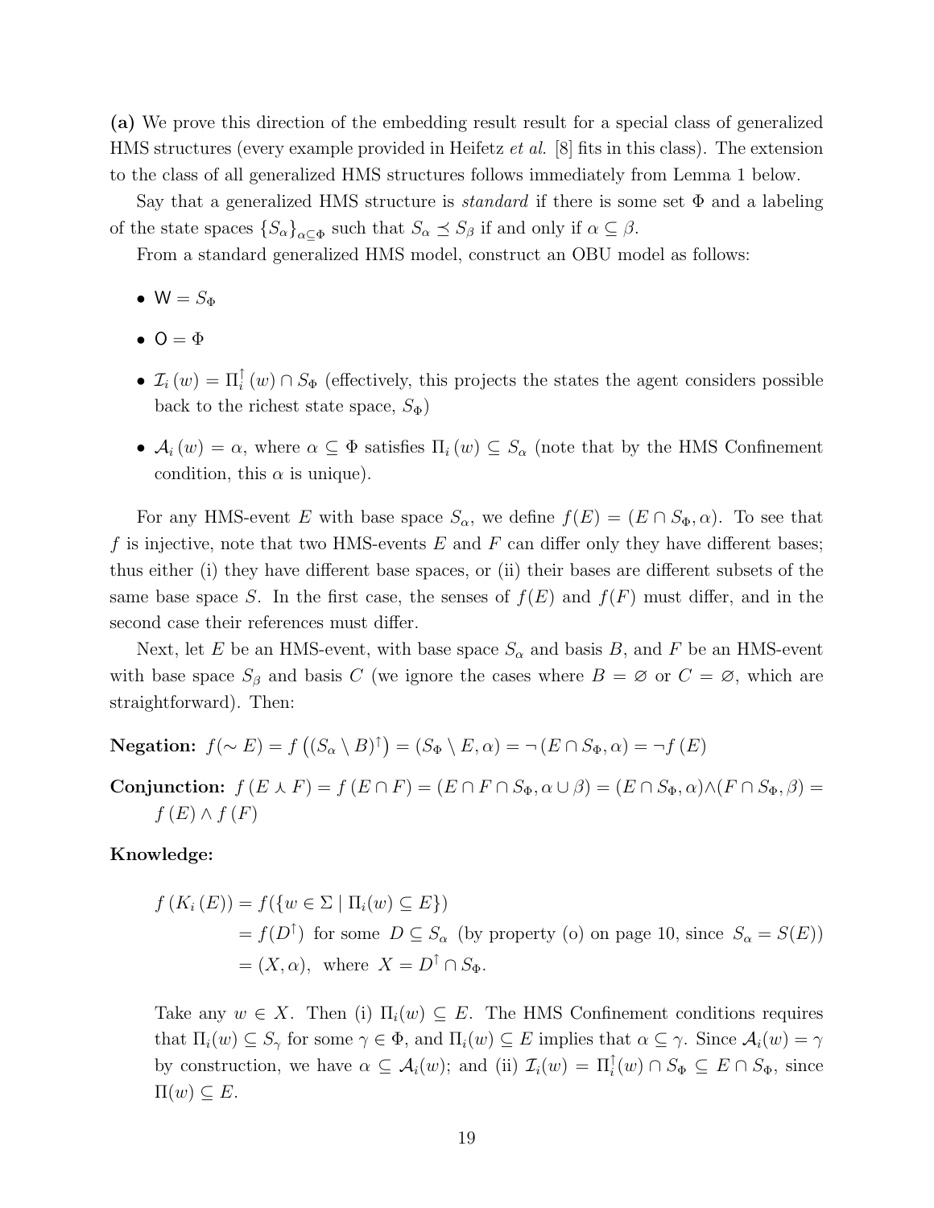**(a)** We prove this direction of the embedding result result for a special class of generalized HMS structures (every example provided in Heifetz *et al.* [8] fits in this class). The extension to the class of all generalized HMS structures follows immediately from Lemma 1 below.

Say that a generalized HMS structure is *standard* if there is some set $\Phi$ and a labeling of the state spaces $\{S_\alpha\}_{\alpha \subseteq \Phi}$ such that $S_\alpha \preceq S_\beta$ if and only if $\alpha \subseteq \beta$.

From a standard generalized HMS model, construct an OBU model as follows:

- $\mathsf{W} = S_\Phi$
- $\mathsf{O} = \Phi$
- $\mathcal{I}_i(w) = \Pi_i^{\uparrow}(w) \cap S_\Phi$ (effectively, this projects the states the agent considers possible back to the richest state space, $S_\Phi$)
- $\mathcal{A}_i(w) = \alpha$, where $\alpha \subseteq \Phi$ satisfies $\Pi_i(w) \subseteq S_\alpha$ (note that by the HMS Confinement condition, this $\alpha$ is unique).

For any HMS-event $E$ with base space $S_\alpha$, we define $f(E) = (E \cap S_\Phi, \alpha)$. To see that $f$ is injective, note that two HMS-events $E$ and $F$ can differ only they have different bases; thus either (i) they have different base spaces, or (ii) their bases are different subsets of the same base space $S$. In the first case, the senses of $f(E)$ and $f(F)$ must differ, and in the second case their references must differ.

Next, let $E$ be an HMS-event, with base space $S_\alpha$ and basis $B$, and $F$ be an HMS-event with base space $S_\beta$ and basis $C$ (we ignore the cases where $B = \varnothing$ or $C = \varnothing$, which are straightforward). Then:

**Negation:** $f(\sim E) = f\left((S_\alpha \setminus B)^{\uparrow}\right) = (S_\Phi \setminus E, \alpha) = \neg\left(E \cap S_\Phi, \alpha\right) = \neg f(E)$

**Conjunction:** $f\left(E \curlywedge F\right) = f\left(E \cap F\right) = \left(E \cap F \cap S_\Phi, \alpha \cup \beta\right) = \left(E \cap S_\Phi, \alpha\right) \wedge \left(F \cap S_\Phi, \beta\right) = f(E) \wedge f(F)$

**Knowledge:**

$$
\begin{aligned}
f\left(K_i(E)\right) &= f(\{w \in \Sigma \mid \Pi_i(w) \subseteq E\}) \\
&= f(D^{\uparrow}) \text{ for some } D \subseteq S_\alpha \text{ (by property (o) on page 10, since } S_\alpha = S(E)) \\
&= (X, \alpha), \text{ where } X = D^{\uparrow} \cap S_\Phi.
\end{aligned}
$$

Take any $w \in X$. Then (i) $\Pi_i(w) \subseteq E$. The HMS Confinement conditions requires that $\Pi_i(w) \subseteq S_\gamma$ for some $\gamma \in \Phi$, and $\Pi_i(w) \subseteq E$ implies that $\alpha \subseteq \gamma$. Since $\mathcal{A}_i(w) = \gamma$ by construction, we have $\alpha \subseteq \mathcal{A}_i(w)$; and (ii) $\mathcal{I}_i(w) = \Pi_i^{\uparrow}(w) \cap S_\Phi \subseteq E \cap S_\Phi$, since $\Pi(w) \subseteq E$.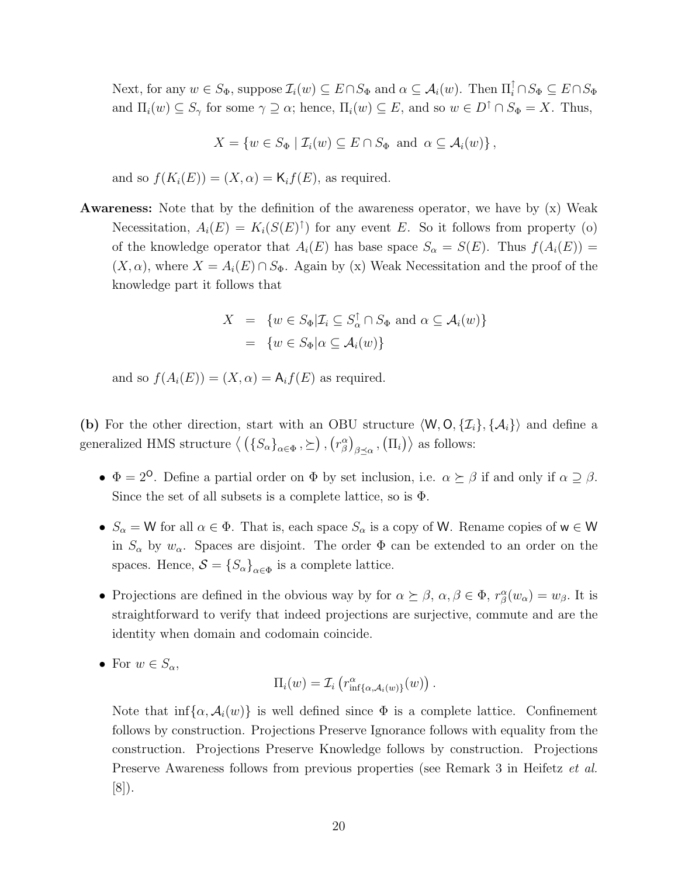Next, for any $w \in S_\Phi$, suppose $\mathcal{I}_i(w) \subseteq E \cap S_\Phi$ and $\alpha \subseteq \mathcal{A}_i(w)$. Then $\Pi_i^\uparrow \cap S_\Phi \subseteq E \cap S_\Phi$ and $\Pi_i(w) \subseteq S_\gamma$ for some $\gamma \supseteq \alpha$; hence, $\Pi_i(w) \subseteq E$, and so $w \in D^\uparrow \cap S_\Phi = X$. Thus,

$$X = \{w \in S_\Phi \mid \mathcal{I}_i(w) \subseteq E \cap S_\Phi \text{ and } \alpha \subseteq \mathcal{A}_i(w)\},$$

and so $f(K_i(E)) = (X, \alpha) = \mathsf{K}_i f(E)$, as required.

**Awareness:** Note that by the definition of the awareness operator, we have by (x) Weak Necessitation, $A_i(E) = K_i(S(E)^\uparrow)$ for any event $E$. So it follows from property (o) of the knowledge operator that $A_i(E)$ has base space $S_\alpha = S(E)$. Thus $f(A_i(E)) = (X, \alpha)$, where $X = A_i(E) \cap S_\Phi$. Again by (x) Weak Necessitation and the proof of the knowledge part it follows that

$$\begin{aligned} X &= \{w \in S_\Phi | \mathcal{I}_i \subseteq S_\alpha^\uparrow \cap S_\Phi \text{ and } \alpha \subseteq \mathcal{A}_i(w)\} \\ &= \{w \in S_\Phi | \alpha \subseteq \mathcal{A}_i(w)\} \end{aligned}$$

and so $f(A_i(E)) = (X, \alpha) = \mathsf{A}_i f(E)$ as required.

**(b)** For the other direction, start with an OBU structure $\langle \mathsf{W}, \mathsf{O}, \{\mathcal{I}_i\}, \{\mathcal{A}_i\}\rangle$ and define a generalized HMS structure $\left\langle \left(\{S_\alpha\}_{\alpha \in \Phi}, \succeq\right), \left(r_\beta^\alpha\right)_{\beta \preceq \alpha}, \left(\Pi_i\right)\right\rangle$ as follows:

- $\Phi = 2^{\mathsf{O}}$. Define a partial order on $\Phi$ by set inclusion, i.e. $\alpha \succeq \beta$ if and only if $\alpha \supseteq \beta$. Since the set of all subsets is a complete lattice, so is $\Phi$.
- $S_\alpha = \mathsf{W}$ for all $\alpha \in \Phi$. That is, each space $S_\alpha$ is a copy of $\mathsf{W}$. Rename copies of $\mathsf{w} \in \mathsf{W}$ in $S_\alpha$ by $w_\alpha$. Spaces are disjoint. The order $\Phi$ can be extended to an order on the spaces. Hence, $\mathcal{S} = \{S_\alpha\}_{\alpha \in \Phi}$ is a complete lattice.
- Projections are defined in the obvious way by for $\alpha \succeq \beta$, $\alpha, \beta \in \Phi$, $r_\beta^\alpha(w_\alpha) = w_\beta$. It is straightforward to verify that indeed projections are surjective, commute and are the identity when domain and codomain coincide.
- For $w \in S_\alpha$,

  $$\Pi_i(w) = \mathcal{I}_i\left(r^\alpha_{\inf\{\alpha, \mathcal{A}_i(w)\}}(w)\right).$$

  Note that $\inf\{\alpha, \mathcal{A}_i(w)\}$ is well defined since $\Phi$ is a complete lattice. Confinement follows by construction. Projections Preserve Ignorance follows with equality from the construction. Projections Preserve Knowledge follows by construction. Projections Preserve Awareness follows from previous properties (see Remark 3 in Heifetz *et al.* [8]).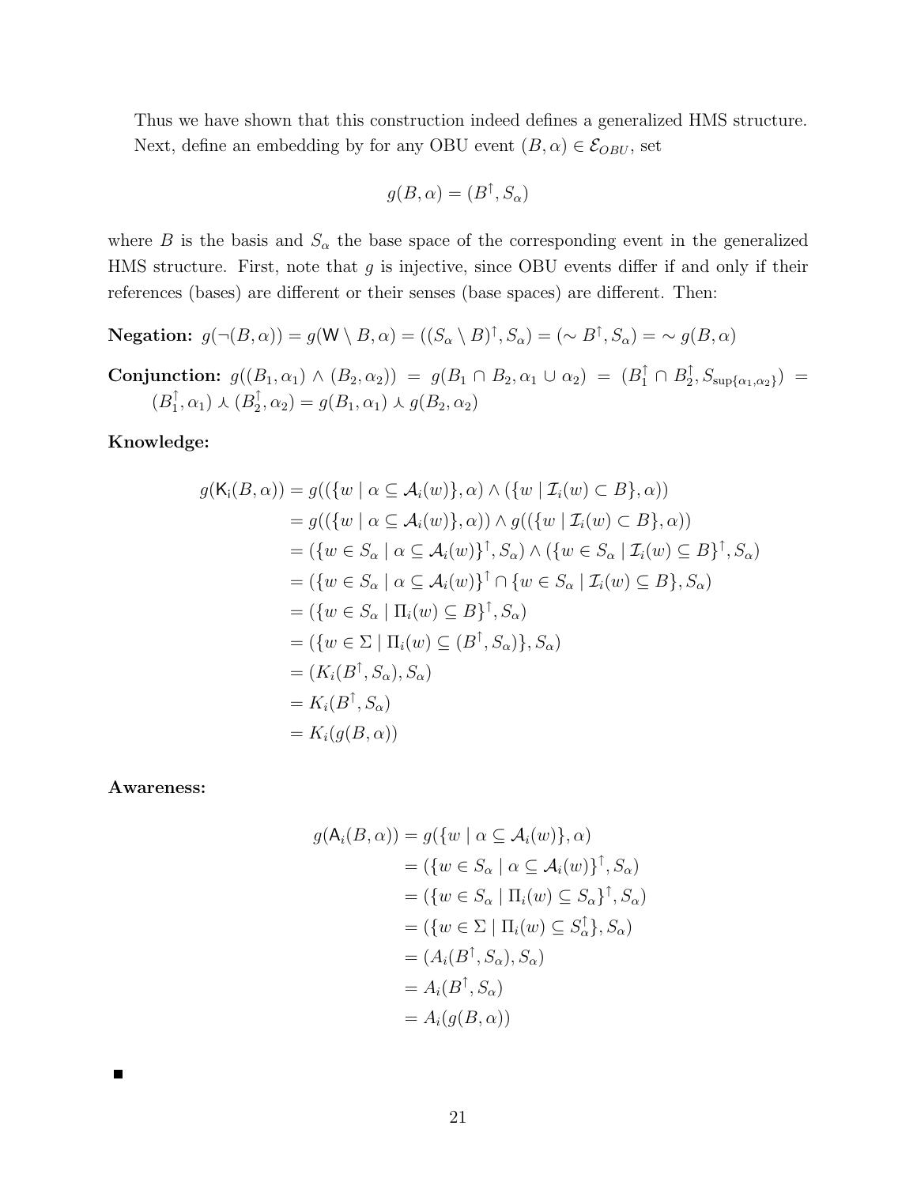Thus we have shown that this construction indeed defines a generalized HMS structure. Next, define an embedding by for any OBU event $(B, \alpha) \in \mathcal{E}_{OBU}$, set

$$g(B, \alpha) = (B^{\uparrow}, S_{\alpha})$$

where $B$ is the basis and $S_\alpha$ the base space of the corresponding event in the generalized HMS structure. First, note that $g$ is injective, since OBU events differ if and only if their references (bases) are different or their senses (base spaces) are different. Then:

**Negation:** $g(\neg(B, \alpha)) = g(\mathsf{W} \setminus B, \alpha) = ((S_\alpha \setminus B)^{\uparrow}, S_\alpha) = (\sim B^{\uparrow}, S_\alpha) = \sim g(B, \alpha)$

**Conjunction:** $g((B_1, \alpha_1) \wedge (B_2, \alpha_2)) = g(B_1 \cap B_2, \alpha_1 \cup \alpha_2) = (B_1^{\uparrow} \cap B_2^{\uparrow}, S_{\sup\{\alpha_1, \alpha_2\}}) = (B_1^{\uparrow}, \alpha_1) \curlywedge (B_2^{\uparrow}, \alpha_2) = g(B_1, \alpha_1) \curlywedge g(B_2, \alpha_2)$

**Knowledge:**

$$\begin{aligned}
g(\mathsf{K}_i(B, \alpha)) &= g((\{w \mid \alpha \subseteq \mathcal{A}_i(w)\}, \alpha) \wedge (\{w \mid \mathcal{I}_i(w) \subset B\}, \alpha)) \\
&= g((\{w \mid \alpha \subseteq \mathcal{A}_i(w)\}, \alpha)) \wedge g((\{w \mid \mathcal{I}_i(w) \subset B\}, \alpha)) \\
&= (\{w \in S_\alpha \mid \alpha \subseteq \mathcal{A}_i(w)\}^{\uparrow}, S_\alpha) \wedge (\{w \in S_\alpha \mid \mathcal{I}_i(w) \subseteq B\}^{\uparrow}, S_\alpha) \\
&= (\{w \in S_\alpha \mid \alpha \subseteq \mathcal{A}_i(w)\}^{\uparrow} \cap \{w \in S_\alpha \mid \mathcal{I}_i(w) \subseteq B\}, S_\alpha) \\
&= (\{w \in S_\alpha \mid \Pi_i(w) \subseteq B\}^{\uparrow}, S_\alpha) \\
&= (\{w \in \Sigma \mid \Pi_i(w) \subseteq (B^{\uparrow}, S_\alpha)\}, S_\alpha) \\
&= (K_i(B^{\uparrow}, S_\alpha), S_\alpha) \\
&= K_i(B^{\uparrow}, S_\alpha) \\
&= K_i(g(B, \alpha))
\end{aligned}$$

**Awareness:**

$$\begin{aligned}
g(\mathsf{A}_i(B, \alpha)) &= g(\{w \mid \alpha \subseteq \mathcal{A}_i(w)\}, \alpha) \\
&= (\{w \in S_\alpha \mid \alpha \subseteq \mathcal{A}_i(w)\}^{\uparrow}, S_\alpha) \\
&= (\{w \in S_\alpha \mid \Pi_i(w) \subseteq S_\alpha\}^{\uparrow}, S_\alpha) \\
&= (\{w \in \Sigma \mid \Pi_i(w) \subseteq S_\alpha^{\uparrow}\}, S_\alpha) \\
&= (A_i(B^{\uparrow}, S_\alpha), S_\alpha) \\
&= A_i(B^{\uparrow}, S_\alpha) \\
&= A_i(g(B, \alpha))
\end{aligned}$$

■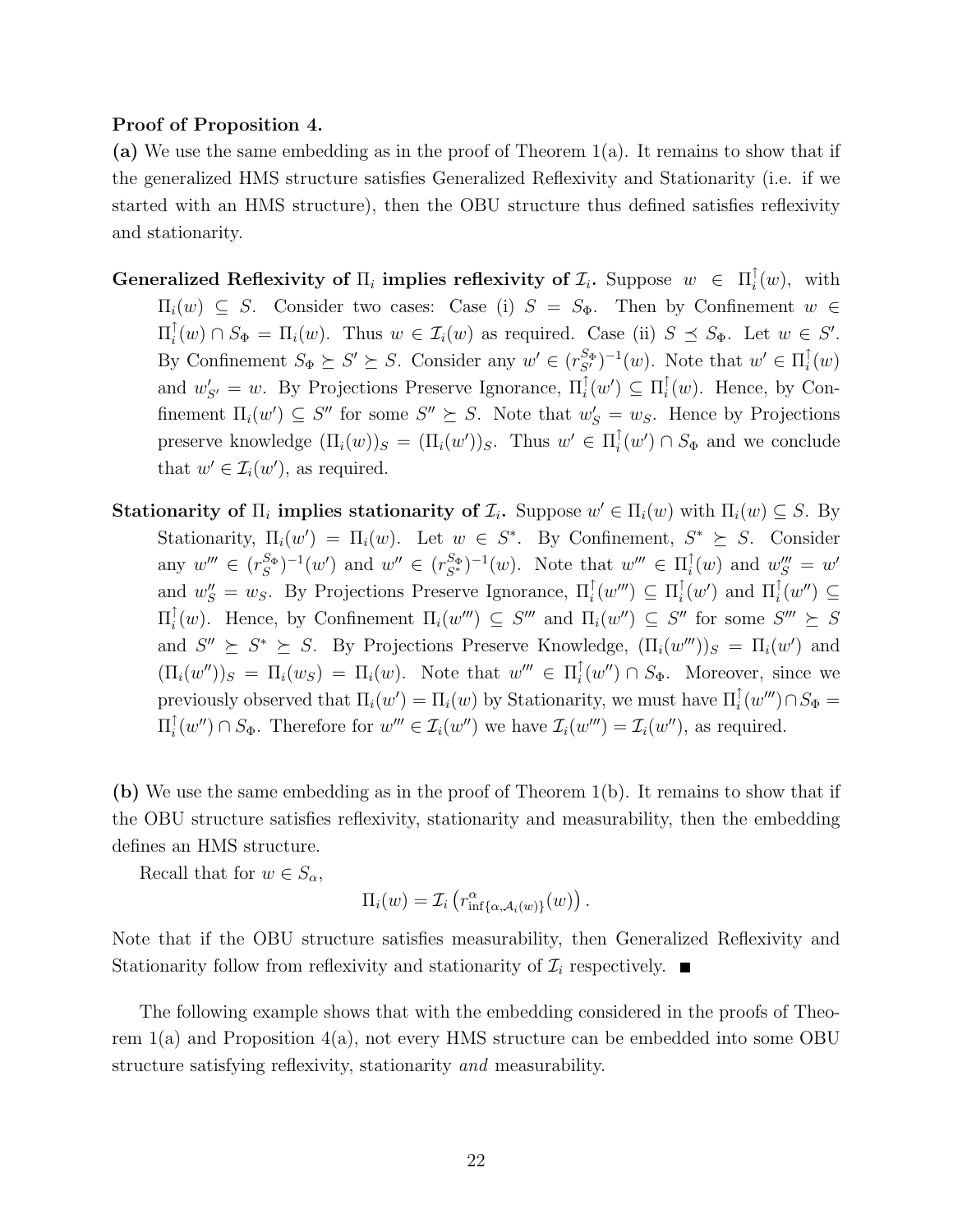**Proof of Proposition 4.**

**(a)** We use the same embedding as in the proof of Theorem 1(a). It remains to show that if the generalized HMS structure satisfies Generalized Reflexivity and Stationarity (i.e. if we started with an HMS structure), then the OBU structure thus defined satisfies reflexivity and stationarity.

**Generalized Reflexivity of $\Pi_i$ implies reflexivity of $\mathcal{I}_i$.** Suppose $w \in \Pi_i^{\uparrow}(w)$, with $\Pi_i(w) \subseteq S$. Consider two cases: Case (i) $S = S_\Phi$. Then by Confinement $w \in \Pi_i^{\uparrow}(w) \cap S_\Phi = \Pi_i(w)$. Thus $w \in \mathcal{I}_i(w)$ as required. Case (ii) $S \preceq S_\Phi$. Let $w \in S'$. By Confinement $S_\Phi \succeq S' \succeq S$. Consider any $w' \in (r_{S'}^{S_\Phi})^{-1}(w)$. Note that $w' \in \Pi_i^{\uparrow}(w)$ and $w'_{S'} = w$. By Projections Preserve Ignorance, $\Pi_i^{\uparrow}(w') \subseteq \Pi_i^{\uparrow}(w)$. Hence, by Confinement $\Pi_i(w') \subseteq S''$ for some $S'' \succeq S$. Note that $w'_S = w_S$. Hence by Projections preserve knowledge $(\Pi_i(w))_S = (\Pi_i(w'))_S$. Thus $w' \in \Pi_i^{\uparrow}(w') \cap S_\Phi$ and we conclude that $w' \in \mathcal{I}_i(w')$, as required.

**Stationarity of $\Pi_i$ implies stationarity of $\mathcal{I}_i$.** Suppose $w' \in \Pi_i(w)$ with $\Pi_i(w) \subseteq S$. By Stationarity, $\Pi_i(w') = \Pi_i(w)$. Let $w \in S^*$. By Confinement, $S^* \succeq S$. Consider any $w''' \in (r_S^{S_\Phi})^{-1}(w')$ and $w'' \in (r_{S^*}^{S_\Phi})^{-1}(w)$. Note that $w''' \in \Pi_i^{\uparrow}(w)$ and $w'''_S = w'$ and $w''_S = w_S$. By Projections Preserve Ignorance, $\Pi_i^{\uparrow}(w''') \subseteq \Pi_i^{\uparrow}(w')$ and $\Pi_i^{\uparrow}(w'') \subseteq \Pi_i^{\uparrow}(w)$. Hence, by Confinement $\Pi_i(w''') \subseteq S'''$ and $\Pi_i(w'') \subseteq S''$ for some $S''' \succeq S$ and $S'' \succeq S^* \succeq S$. By Projections Preserve Knowledge, $(\Pi_i(w'''))_S = \Pi_i(w')$ and $(\Pi_i(w''))_S = \Pi_i(w_S) = \Pi_i(w)$. Note that $w''' \in \Pi_i^{\uparrow}(w'') \cap S_\Phi$. Moreover, since we previously observed that $\Pi_i(w') = \Pi_i(w)$ by Stationarity, we must have $\Pi_i^{\uparrow}(w''') \cap S_\Phi = \Pi_i^{\uparrow}(w'') \cap S_\Phi$. Therefore for $w''' \in \mathcal{I}_i(w'')$ we have $\mathcal{I}_i(w''') = \mathcal{I}_i(w'')$, as required.

**(b)** We use the same embedding as in the proof of Theorem 1(b). It remains to show that if the OBU structure satisfies reflexivity, stationarity and measurability, then the embedding defines an HMS structure.

Recall that for $w \in S_\alpha$,

$$\Pi_i(w) = \mathcal{I}_i\left(r^{\alpha}_{\inf\{\alpha, \mathcal{A}_i(w)\}}(w)\right).$$

Note that if the OBU structure satisfies measurability, then Generalized Reflexivity and Stationarity follow from reflexivity and stationarity of $\mathcal{I}_i$ respectively. ■

The following example shows that with the embedding considered in the proofs of Theorem 1(a) and Proposition 4(a), not every HMS structure can be embedded into some OBU structure satisfying reflexivity, stationarity *and* measurability.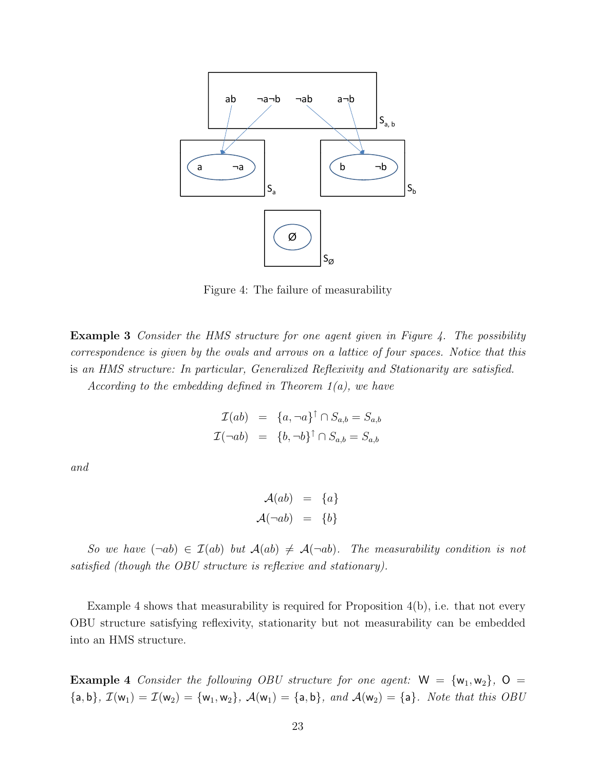Figure 4: The failure of measurability

**Example 3** *Consider the HMS structure for one agent given in Figure 4. The possibility correspondence is given by the ovals and arrows on a lattice of four spaces. Notice that this* is *an HMS structure: In particular, Generalized Reflexivity and Stationarity are satisfied.*

*According to the embedding defined in Theorem 1(a), we have*

$$\begin{aligned}\mathcal{I}(ab) &= \{a, \neg a\}^{\uparrow} \cap S_{a,b} = S_{a,b} \\ \mathcal{I}(\neg ab) &= \{b, \neg b\}^{\uparrow} \cap S_{a,b} = S_{a,b}\end{aligned}$$

*and*

$$\begin{aligned}\mathcal{A}(ab) &= \{a\} \\ \mathcal{A}(\neg ab) &= \{b\}\end{aligned}$$

*So we have $(\neg ab) \in \mathcal{I}(ab)$ but $\mathcal{A}(ab) \neq \mathcal{A}(\neg ab)$. The measurability condition is not satisfied (though the OBU structure is reflexive and stationary).*

Example 4 shows that measurability is required for Proposition 4(b), i.e. that not every OBU structure satisfying reflexivity, stationarity but not measurability can be embedded into an HMS structure.

**Example 4** *Consider the following OBU structure for one agent: $\mathsf{W} = \{\mathsf{w}_1, \mathsf{w}_2\}$, $\mathsf{O} = \{\mathsf{a}, \mathsf{b}\}$, $\mathcal{I}(\mathsf{w}_1) = \mathcal{I}(\mathsf{w}_2) = \{\mathsf{w}_1, \mathsf{w}_2\}$, $\mathcal{A}(\mathsf{w}_1) = \{\mathsf{a}, \mathsf{b}\}$, and $\mathcal{A}(\mathsf{w}_2) = \{\mathsf{a}\}$. Note that this OBU*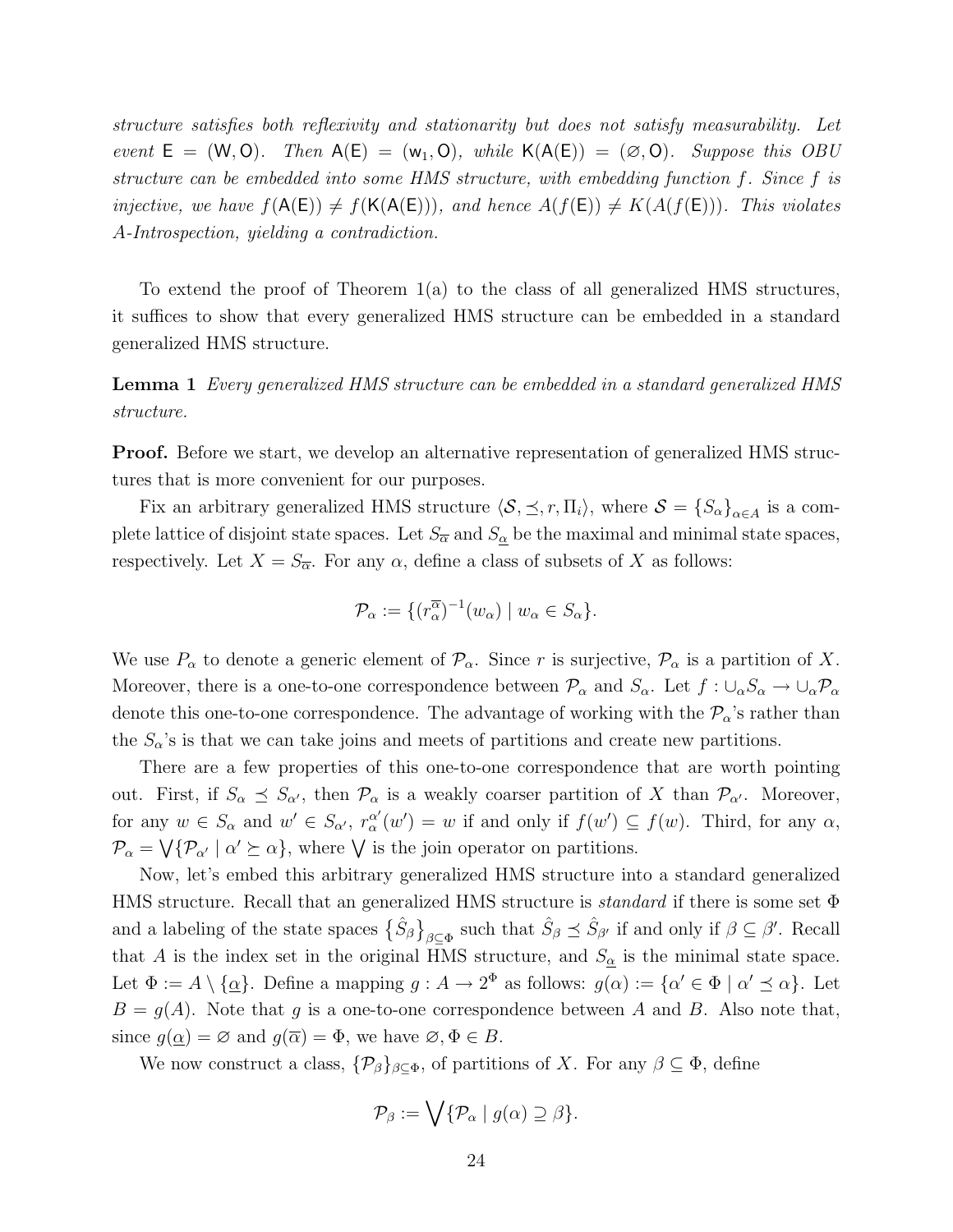*structure satisfies both reflexivity and stationarity but does not satisfy measurability. Let event* $\mathsf{E} = (\mathsf{W}, \mathsf{O})$. *Then* $\mathsf{A}(\mathsf{E}) = (\mathsf{w}_1, \mathsf{O})$, *while* $\mathsf{K}(\mathsf{A}(\mathsf{E})) = (\varnothing, \mathsf{O})$. *Suppose this OBU structure can be embedded into some HMS structure, with embedding function* $f$. *Since* $f$ *is injective, we have* $f(\mathsf{A}(\mathsf{E})) \neq f(\mathsf{K}(\mathsf{A}(\mathsf{E})))$, *and hence* $A(f(\mathsf{E})) \neq K(A(f(\mathsf{E})))$. *This violates A-Introspection, yielding a contradiction.*

To extend the proof of Theorem 1(a) to the class of all generalized HMS structures, it suffices to show that every generalized HMS structure can be embedded in a standard generalized HMS structure.

**Lemma 1** *Every generalized HMS structure can be embedded in a standard generalized HMS structure.*

**Proof.** Before we start, we develop an alternative representation of generalized HMS structures that is more convenient for our purposes.

Fix an arbitrary generalized HMS structure $\langle \mathcal{S}, \preceq, r, \Pi_i \rangle$, where $\mathcal{S} = \{S_\alpha\}_{\alpha \in A}$ is a complete lattice of disjoint state spaces. Let $S_{\overline{\alpha}}$ and $S_{\underline{\alpha}}$ be the maximal and minimal state spaces, respectively. Let $X = S_{\overline{\alpha}}$. For any $\alpha$, define a class of subsets of $X$ as follows:

$$\mathcal{P}_\alpha := \{(r_\alpha^{\overline{\alpha}})^{-1}(w_\alpha) \mid w_\alpha \in S_\alpha\}.$$

We use $P_\alpha$ to denote a generic element of $\mathcal{P}_\alpha$. Since $r$ is surjective, $\mathcal{P}_\alpha$ is a partition of $X$. Moreover, there is a one-to-one correspondence between $\mathcal{P}_\alpha$ and $S_\alpha$. Let $f : \cup_\alpha S_\alpha \to \cup_\alpha \mathcal{P}_\alpha$ denote this one-to-one correspondence. The advantage of working with the $\mathcal{P}_\alpha$'s rather than the $S_\alpha$'s is that we can take joins and meets of partitions and create new partitions.

There are a few properties of this one-to-one correspondence that are worth pointing out. First, if $S_\alpha \preceq S_{\alpha'}$, then $\mathcal{P}_\alpha$ is a weakly coarser partition of $X$ than $\mathcal{P}_{\alpha'}$. Moreover, for any $w \in S_\alpha$ and $w' \in S_{\alpha'}$, $r_\alpha^{\alpha'}(w') = w$ if and only if $f(w') \subseteq f(w)$. Third, for any $\alpha$, $\mathcal{P}_\alpha = \bigvee \{\mathcal{P}_{\alpha'} \mid \alpha' \succeq \alpha\}$, where $\bigvee$ is the join operator on partitions.

Now, let's embed this arbitrary generalized HMS structure into a standard generalized HMS structure. Recall that an generalized HMS structure is *standard* if there is some set $\Phi$ and a labeling of the state spaces $\{\hat{S}_\beta\}_{\beta \subseteq \Phi}$ such that $\hat{S}_\beta \preceq \hat{S}_{\beta'}$ if and only if $\beta \subseteq \beta'$. Recall that $A$ is the index set in the original HMS structure, and $S_{\underline{\alpha}}$ is the minimal state space. Let $\Phi := A \setminus \{\underline{\alpha}\}$. Define a mapping $g : A \to 2^\Phi$ as follows: $g(\alpha) := \{\alpha' \in \Phi \mid \alpha' \preceq \alpha\}$. Let $B = g(A)$. Note that $g$ is a one-to-one correspondence between $A$ and $B$. Also note that, since $g(\underline{\alpha}) = \varnothing$ and $g(\overline{\alpha}) = \Phi$, we have $\varnothing, \Phi \in B$.

We now construct a class, $\{\mathcal{P}_\beta\}_{\beta \subseteq \Phi}$, of partitions of $X$. For any $\beta \subseteq \Phi$, define

$$\mathcal{P}_\beta := \bigvee \{\mathcal{P}_\alpha \mid g(\alpha) \supseteq \beta\}.$$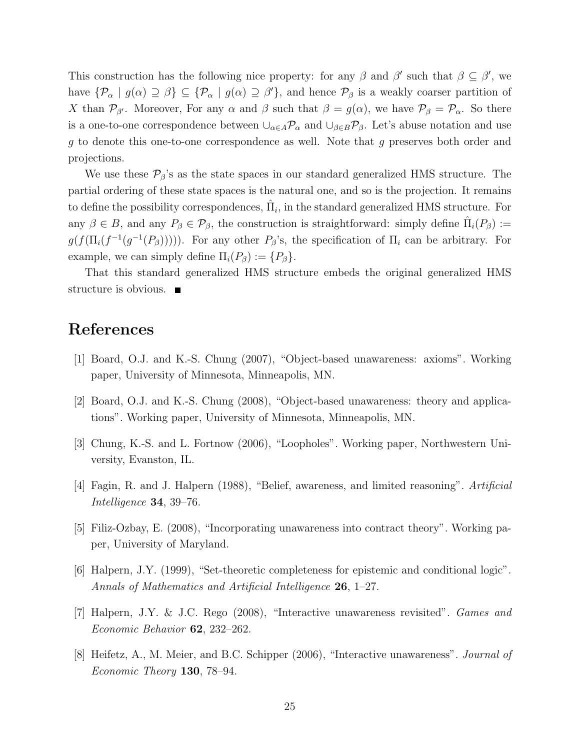This construction has the following nice property: for any $\beta$ and $\beta'$ such that $\beta \subseteq \beta'$, we have $\{\mathcal{P}_\alpha \mid g(\alpha) \supseteq \beta\} \subseteq \{\mathcal{P}_\alpha \mid g(\alpha) \supseteq \beta'\}$, and hence $\mathcal{P}_\beta$ is a weakly coarser partition of $X$ than $\mathcal{P}_{\beta'}$. Moreover, For any $\alpha$ and $\beta$ such that $\beta = g(\alpha)$, we have $\mathcal{P}_\beta = \mathcal{P}_\alpha$. So there is a one-to-one correspondence between $\cup_{\alpha \in A}\mathcal{P}_\alpha$ and $\cup_{\beta \in B}\mathcal{P}_\beta$. Let's abuse notation and use $g$ to denote this one-to-one correspondence as well. Note that $g$ preserves both order and projections.

We use these $\mathcal{P}_\beta$'s as the state spaces in our standard generalized HMS structure. The partial ordering of these state spaces is the natural one, and so is the projection. It remains to define the possibility correspondences, $\hat{\Pi}_i$, in the standard generalized HMS structure. For any $\beta \in B$, and any $P_\beta \in \mathcal{P}_\beta$, the construction is straightforward: simply define $\hat{\Pi}_i(P_\beta) := g(f(\Pi_i(f^{-1}(g^{-1}(P_\beta)))))$. For any other $P_\beta$'s, the specification of $\Pi_i$ can be arbitrary. For example, we can simply define $\Pi_i(P_\beta) := \{P_\beta\}$.

That this standard generalized HMS structure embeds the original generalized HMS structure is obvious. ∎

# References

[1] Board, O.J. and K.-S. Chung (2007), "Object-based unawareness: axioms". Working paper, University of Minnesota, Minneapolis, MN.

[2] Board, O.J. and K.-S. Chung (2008), "Object-based unawareness: theory and applications". Working paper, University of Minnesota, Minneapolis, MN.

[3] Chung, K.-S. and L. Fortnow (2006), "Loopholes". Working paper, Northwestern University, Evanston, IL.

[4] Fagin, R. and J. Halpern (1988), "Belief, awareness, and limited reasoning". *Artificial Intelligence* **34**, 39–76.

[5] Filiz-Ozbay, E. (2008), "Incorporating unawareness into contract theory". Working paper, University of Maryland.

[6] Halpern, J.Y. (1999), "Set-theoretic completeness for epistemic and conditional logic". *Annals of Mathematics and Artificial Intelligence* **26**, 1–27.

[7] Halpern, J.Y. & J.C. Rego (2008), "Interactive unawareness revisited". *Games and Economic Behavior* **62**, 232–262.

[8] Heifetz, A., M. Meier, and B.C. Schipper (2006), "Interactive unawareness". *Journal of Economic Theory* **130**, 78–94.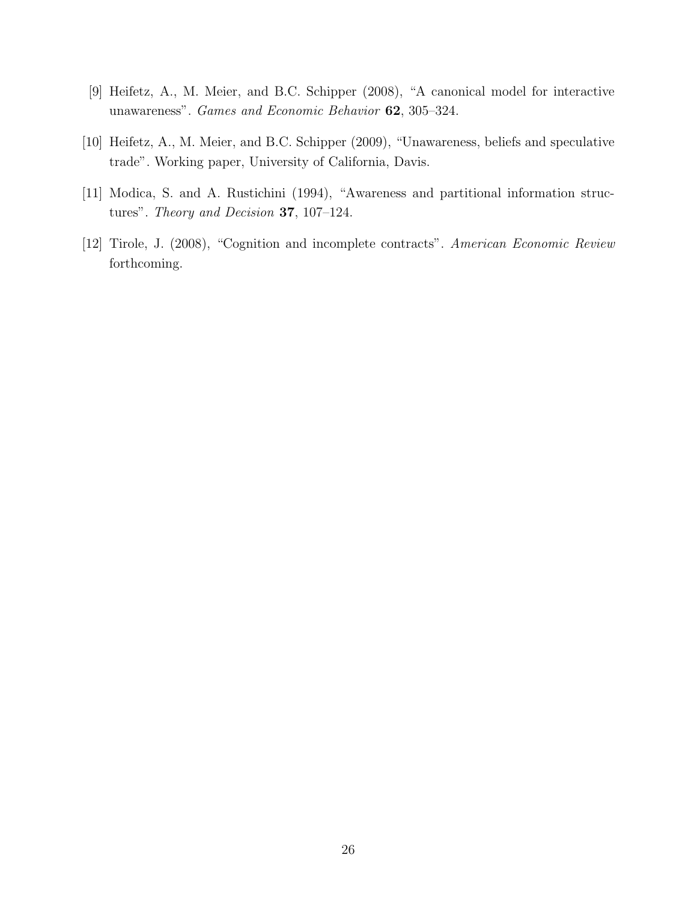[9] Heifetz, A., M. Meier, and B.C. Schipper (2008), "A canonical model for interactive unawareness". *Games and Economic Behavior* **62**, 305–324.

[10] Heifetz, A., M. Meier, and B.C. Schipper (2009), "Unawareness, beliefs and speculative trade". Working paper, University of California, Davis.

[11] Modica, S. and A. Rustichini (1994), "Awareness and partitional information structures". *Theory and Decision* **37**, 107–124.

[12] Tirole, J. (2008), "Cognition and incomplete contracts". *American Economic Review* forthcoming.